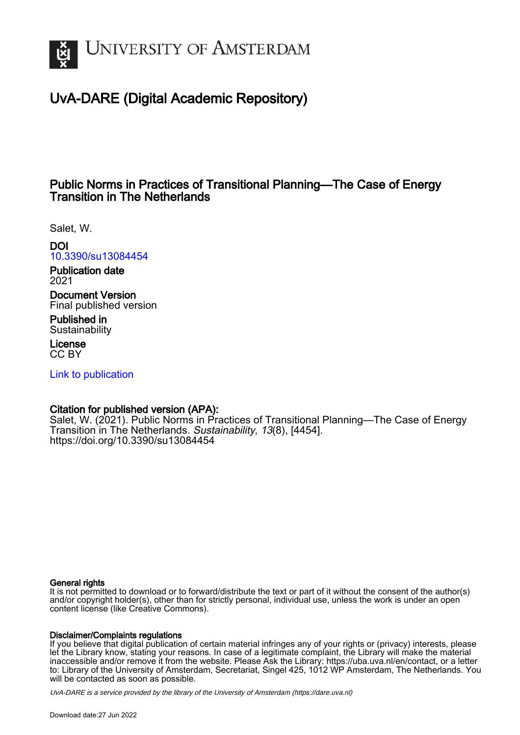# University of Amsterdam

## UvA-DARE (Digital Academic Repository)

### Public Norms in Practices of Transitional Planning—The Case of Energy Transition in The Netherlands

Salet, W.

**DOI**
10.3390/su13084454

**Publication date**
2021

**Document Version**
Final published version

**Published in**
Sustainability

**License**
CC BY

Link to publication

**Citation for published version (APA):**
Salet, W. (2021). Public Norms in Practices of Transitional Planning—The Case of Energy Transition in The Netherlands. *Sustainability*, *13*(8), [4454]. https://doi.org/10.3390/su13084454

**General rights**
It is not permitted to download or to forward/distribute the text or part of it without the consent of the author(s) and/or copyright holder(s), other than for strictly personal, individual use, unless the work is under an open content license (like Creative Commons).

**Disclaimer/Complaints regulations**
If you believe that digital publication of certain material infringes any of your rights or (privacy) interests, please let the Library know, stating your reasons. In case of a legitimate complaint, the Library will make the material inaccessible and/or remove it from the website. Please Ask the Library: https://uba.uva.nl/en/contact, or a letter to: Library of the University of Amsterdam, Secretariat, Singel 425, 1012 WP Amsterdam, The Netherlands. You will be contacted as soon as possible.

*UvA-DARE is a service provided by the library of the University of Amsterdam (https://dare.uva.nl)*

Download date:27 Jun 2022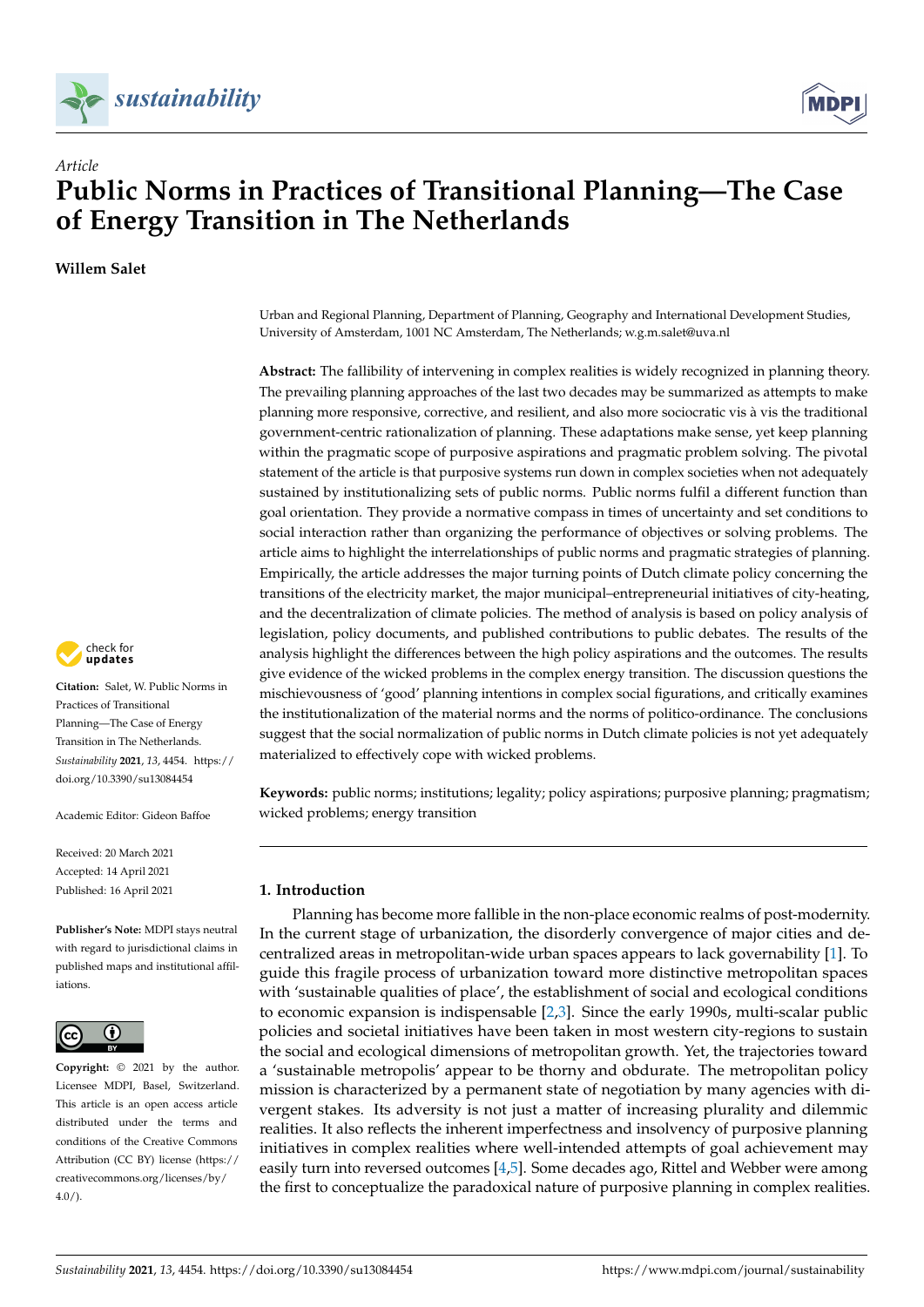# Public Norms in Practices of Transitional Planning—The Case of Energy Transition in The Netherlands

**Willem Salet**

Urban and Regional Planning, Department of Planning, Geography and International Development Studies, University of Amsterdam, 1001 NC Amsterdam, The Netherlands; w.g.m.salet@uva.nl

**Abstract:** The fallibility of intervening in complex realities is widely recognized in planning theory. The prevailing planning approaches of the last two decades may be summarized as attempts to make planning more responsive, corrective, and resilient, and also more sociocratic vis à vis the traditional government-centric rationalization of planning. These adaptations make sense, yet keep planning within the pragmatic scope of purposive aspirations and pragmatic problem solving. The pivotal statement of the article is that purposive systems run down in complex societies when not adequately sustained by institutionalizing sets of public norms. Public norms fulfil a different function than goal orientation. They provide a normative compass in times of uncertainty and set conditions to social interaction rather than organizing the performance of objectives or solving problems. The article aims to highlight the interrelationships of public norms and pragmatic strategies of planning. Empirically, the article addresses the major turning points of Dutch climate policy concerning the transitions of the electricity market, the major municipal–entrepreneurial initiatives of city-heating, and the decentralization of climate policies. The method of analysis is based on policy analysis of legislation, policy documents, and published contributions to public debates. The results of the analysis highlight the differences between the high policy aspirations and the outcomes. The results give evidence of the wicked problems in the complex energy transition. The discussion questions the mischievousness of 'good' planning intentions in complex social figurations, and critically examines the institutionalization of the material norms and the norms of politico-ordinance. The conclusions suggest that the social normalization of public norms in Dutch climate policies is not yet adequately materialized to effectively cope with wicked problems.

**Keywords:** public norms; institutions; legality; policy aspirations; purposive planning; pragmatism; wicked problems; energy transition

**Citation:** Salet, W. Public Norms in Practices of Transitional Planning—The Case of Energy Transition in The Netherlands. *Sustainability* **2021**, *13*, 4454. https://doi.org/10.3390/su13084454

Academic Editor: Gideon Baffoe

Received: 20 March 2021
Accepted: 14 April 2021
Published: 16 April 2021

**Publisher's Note:** MDPI stays neutral with regard to jurisdictional claims in published maps and institutional affiliations.

**Copyright:** © 2021 by the author. Licensee MDPI, Basel, Switzerland. This article is an open access article distributed under the terms and conditions of the Creative Commons Attribution (CC BY) license (https://creativecommons.org/licenses/by/4.0/).

## 1. Introduction

Planning has become more fallible in the non-place economic realms of post-modernity. In the current stage of urbanization, the disorderly convergence of major cities and decentralized areas in metropolitan-wide urban spaces appears to lack governability [1]. To guide this fragile process of urbanization toward more distinctive metropolitan spaces with 'sustainable qualities of place', the establishment of social and ecological conditions to economic expansion is indispensable [2,3]. Since the early 1990s, multi-scalar public policies and societal initiatives have been taken in most western city-regions to sustain the social and ecological dimensions of metropolitan growth. Yet, the trajectories toward a 'sustainable metropolis' appear to be thorny and obdurate. The metropolitan policy mission is characterized by a permanent state of negotiation by many agencies with divergent stakes. Its adversity is not just a matter of increasing plurality and dilemmic realities. It also reflects the inherent imperfectness and insolvency of purposive planning initiatives in complex realities where well-intended attempts of goal achievement may easily turn into reversed outcomes [4,5]. Some decades ago, Rittel and Webber were among the first to conceptualize the paradoxical nature of purposive planning in complex realities.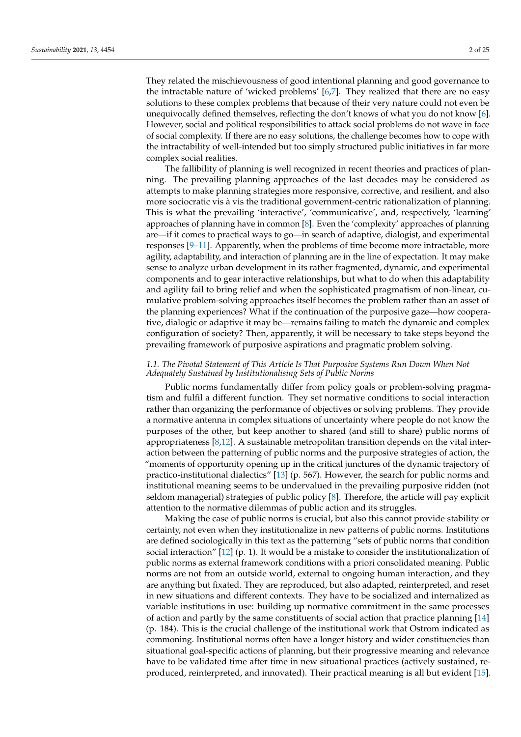They related the mischievousness of good intentional planning and good governance to the intractable nature of 'wicked problems' [6,7]. They realized that there are no easy solutions to these complex problems that because of their very nature could not even be unequivocally defined themselves, reflecting the don't knows of what you do not know [6]. However, social and political responsibilities to attack social problems do not wave in face of social complexity. If there are no easy solutions, the challenge becomes how to cope with the intractability of well-intended but too simply structured public initiatives in far more complex social realities.

The fallibility of planning is well recognized in recent theories and practices of planning. The prevailing planning approaches of the last decades may be considered as attempts to make planning strategies more responsive, corrective, and resilient, and also more sociocratic vis à vis the traditional government-centric rationalization of planning. This is what the prevailing 'interactive', 'communicative', and, respectively, 'learning' approaches of planning have in common [8]. Even the 'complexity' approaches of planning are—if it comes to practical ways to go—in search of adaptive, dialogist, and experimental responses [9–11]. Apparently, when the problems of time become more intractable, more agility, adaptability, and interaction of planning are in the line of expectation. It may make sense to analyze urban development in its rather fragmented, dynamic, and experimental components and to gear interactive relationships, but what to do when this adaptability and agility fail to bring relief and when the sophisticated pragmatism of non-linear, cumulative problem-solving approaches itself becomes the problem rather than an asset of the planning experiences? What if the continuation of the purposive gaze—how cooperative, dialogic or adaptive it may be—remains failing to match the dynamic and complex configuration of society? Then, apparently, it will be necessary to take steps beyond the prevailing framework of purposive aspirations and pragmatic problem solving.

### 1.1. The Pivotal Statement of This Article Is That Purposive Systems Run Down When Not Adequately Sustained by Institutionalising Sets of Public Norms

Public norms fundamentally differ from policy goals or problem-solving pragmatism and fulfil a different function. They set normative conditions to social interaction rather than organizing the performance of objectives or solving problems. They provide a normative antenna in complex situations of uncertainty where people do not know the purposes of the other, but keep another to shared (and still to share) public norms of appropriateness [8,12]. A sustainable metropolitan transition depends on the vital interaction between the patterning of public norms and the purposive strategies of action, the "moments of opportunity opening up in the critical junctures of the dynamic trajectory of practico-institutional dialectics" [13] (p. 567). However, the search for public norms and institutional meaning seems to be undervalued in the prevailing purposive ridden (not seldom managerial) strategies of public policy [8]. Therefore, the article will pay explicit attention to the normative dilemmas of public action and its struggles.

Making the case of public norms is crucial, but also this cannot provide stability or certainty, not even when they institutionalize in new patterns of public norms. Institutions are defined sociologically in this text as the patterning "sets of public norms that condition social interaction" [12] (p. 1). It would be a mistake to consider the institutionalization of public norms as external framework conditions with a priori consolidated meaning. Public norms are not from an outside world, external to ongoing human interaction, and they are anything but fixated. They are reproduced, but also adapted, reinterpreted, and reset in new situations and different contexts. They have to be socialized and internalized as variable institutions in use: building up normative commitment in the same processes of action and partly by the same constituents of social action that practice planning [14] (p. 184). This is the crucial challenge of the institutional work that Ostrom indicated as commoning. Institutional norms often have a longer history and wider constituencies than situational goal-specific actions of planning, but their progressive meaning and relevance have to be validated time after time in new situational practices (actively sustained, reproduced, reinterpreted, and innovated). Their practical meaning is all but evident [15].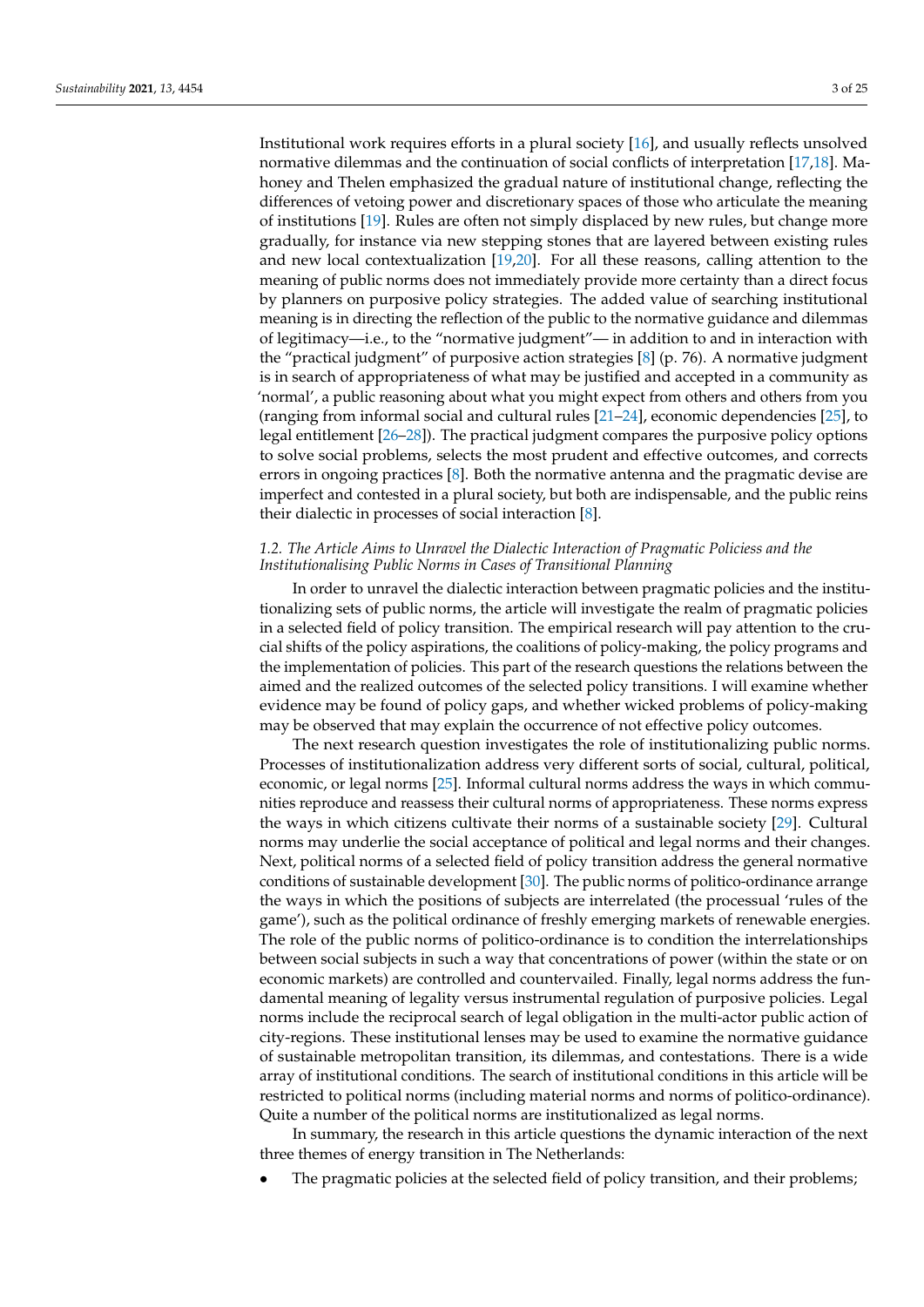Institutional work requires efforts in a plural society [16], and usually reflects unsolved normative dilemmas and the continuation of social conflicts of interpretation [17,18]. Mahoney and Thelen emphasized the gradual nature of institutional change, reflecting the differences of vetoing power and discretionary spaces of those who articulate the meaning of institutions [19]. Rules are often not simply displaced by new rules, but change more gradually, for instance via new stepping stones that are layered between existing rules and new local contextualization [19,20]. For all these reasons, calling attention to the meaning of public norms does not immediately provide more certainty than a direct focus by planners on purposive policy strategies. The added value of searching institutional meaning is in directing the reflection of the public to the normative guidance and dilemmas of legitimacy—i.e., to the "normative judgment"— in addition to and in interaction with the "practical judgment" of purposive action strategies [8] (p. 76). A normative judgment is in search of appropriateness of what may be justified and accepted in a community as 'normal', a public reasoning about what you might expect from others and others from you (ranging from informal social and cultural rules [21–24], economic dependencies [25], to legal entitlement [26–28]). The practical judgment compares the purposive policy options to solve social problems, selects the most prudent and effective outcomes, and corrects errors in ongoing practices [8]. Both the normative antenna and the pragmatic devise are imperfect and contested in a plural society, but both are indispensable, and the public reins their dialectic in processes of social interaction [8].

### *1.2. The Article Aims to Unravel the Dialectic Interaction of Pragmatic Policiess and the Institutionalising Public Norms in Cases of Transitional Planning*

In order to unravel the dialectic interaction between pragmatic policies and the institutionalizing sets of public norms, the article will investigate the realm of pragmatic policies in a selected field of policy transition. The empirical research will pay attention to the crucial shifts of the policy aspirations, the coalitions of policy-making, the policy programs and the implementation of policies. This part of the research questions the relations between the aimed and the realized outcomes of the selected policy transitions. I will examine whether evidence may be found of policy gaps, and whether wicked problems of policy-making may be observed that may explain the occurrence of not effective policy outcomes.

The next research question investigates the role of institutionalizing public norms. Processes of institutionalization address very different sorts of social, cultural, political, economic, or legal norms [25]. Informal cultural norms address the ways in which communities reproduce and reassess their cultural norms of appropriateness. These norms express the ways in which citizens cultivate their norms of a sustainable society [29]. Cultural norms may underlie the social acceptance of political and legal norms and their changes. Next, political norms of a selected field of policy transition address the general normative conditions of sustainable development [30]. The public norms of politico-ordinance arrange the ways in which the positions of subjects are interrelated (the processual 'rules of the game'), such as the political ordinance of freshly emerging markets of renewable energies. The role of the public norms of politico-ordinance is to condition the interrelationships between social subjects in such a way that concentrations of power (within the state or on economic markets) are controlled and countervailed. Finally, legal norms address the fundamental meaning of legality versus instrumental regulation of purposive policies. Legal norms include the reciprocal search of legal obligation in the multi-actor public action of city-regions. These institutional lenses may be used to examine the normative guidance of sustainable metropolitan transition, its dilemmas, and contestations. There is a wide array of institutional conditions. The search of institutional conditions in this article will be restricted to political norms (including material norms and norms of politico-ordinance). Quite a number of the political norms are institutionalized as legal norms.

In summary, the research in this article questions the dynamic interaction of the next three themes of energy transition in The Netherlands:

- The pragmatic policies at the selected field of policy transition, and their problems;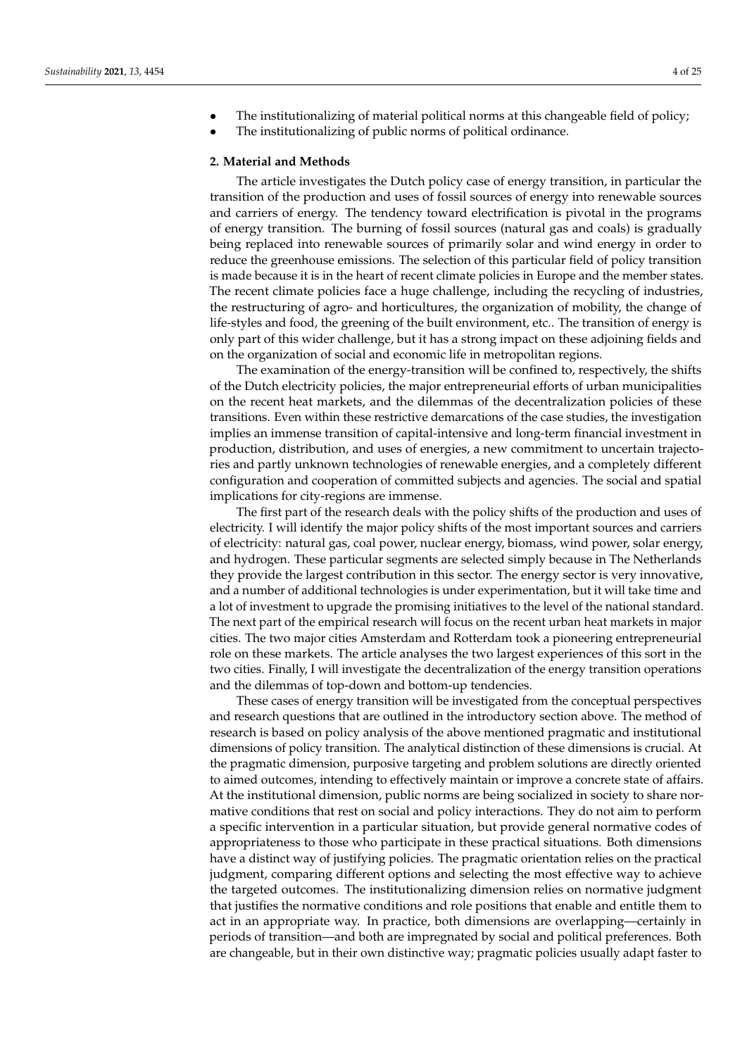- The institutionalizing of material political norms at this changeable field of policy;
- The institutionalizing of public norms of political ordinance.

## 2. Material and Methods

The article investigates the Dutch policy case of energy transition, in particular the transition of the production and uses of fossil sources of energy into renewable sources and carriers of energy. The tendency toward electrification is pivotal in the programs of energy transition. The burning of fossil sources (natural gas and coals) is gradually being replaced into renewable sources of primarily solar and wind energy in order to reduce the greenhouse emissions. The selection of this particular field of policy transition is made because it is in the heart of recent climate policies in Europe and the member states. The recent climate policies face a huge challenge, including the recycling of industries, the restructuring of agro- and horticultures, the organization of mobility, the change of life-styles and food, the greening of the built environment, etc.. The transition of energy is only part of this wider challenge, but it has a strong impact on these adjoining fields and on the organization of social and economic life in metropolitan regions.

The examination of the energy-transition will be confined to, respectively, the shifts of the Dutch electricity policies, the major entrepreneurial efforts of urban municipalities on the recent heat markets, and the dilemmas of the decentralization policies of these transitions. Even within these restrictive demarcations of the case studies, the investigation implies an immense transition of capital-intensive and long-term financial investment in production, distribution, and uses of energies, a new commitment to uncertain trajectories and partly unknown technologies of renewable energies, and a completely different configuration and cooperation of committed subjects and agencies. The social and spatial implications for city-regions are immense.

The first part of the research deals with the policy shifts of the production and uses of electricity. I will identify the major policy shifts of the most important sources and carriers of electricity: natural gas, coal power, nuclear energy, biomass, wind power, solar energy, and hydrogen. These particular segments are selected simply because in The Netherlands they provide the largest contribution in this sector. The energy sector is very innovative, and a number of additional technologies is under experimentation, but it will take time and a lot of investment to upgrade the promising initiatives to the level of the national standard. The next part of the empirical research will focus on the recent urban heat markets in major cities. The two major cities Amsterdam and Rotterdam took a pioneering entrepreneurial role on these markets. The article analyses the two largest experiences of this sort in the two cities. Finally, I will investigate the decentralization of the energy transition operations and the dilemmas of top-down and bottom-up tendencies.

These cases of energy transition will be investigated from the conceptual perspectives and research questions that are outlined in the introductory section above. The method of research is based on policy analysis of the above mentioned pragmatic and institutional dimensions of policy transition. The analytical distinction of these dimensions is crucial. At the pragmatic dimension, purposive targeting and problem solutions are directly oriented to aimed outcomes, intending to effectively maintain or improve a concrete state of affairs. At the institutional dimension, public norms are being socialized in society to share normative conditions that rest on social and policy interactions. They do not aim to perform a specific intervention in a particular situation, but provide general normative codes of appropriateness to those who participate in these practical situations. Both dimensions have a distinct way of justifying policies. The pragmatic orientation relies on the practical judgment, comparing different options and selecting the most effective way to achieve the targeted outcomes. The institutionalizing dimension relies on normative judgment that justifies the normative conditions and role positions that enable and entitle them to act in an appropriate way. In practice, both dimensions are overlapping—certainly in periods of transition—and both are impregnated by social and political preferences. Both are changeable, but in their own distinctive way; pragmatic policies usually adapt faster to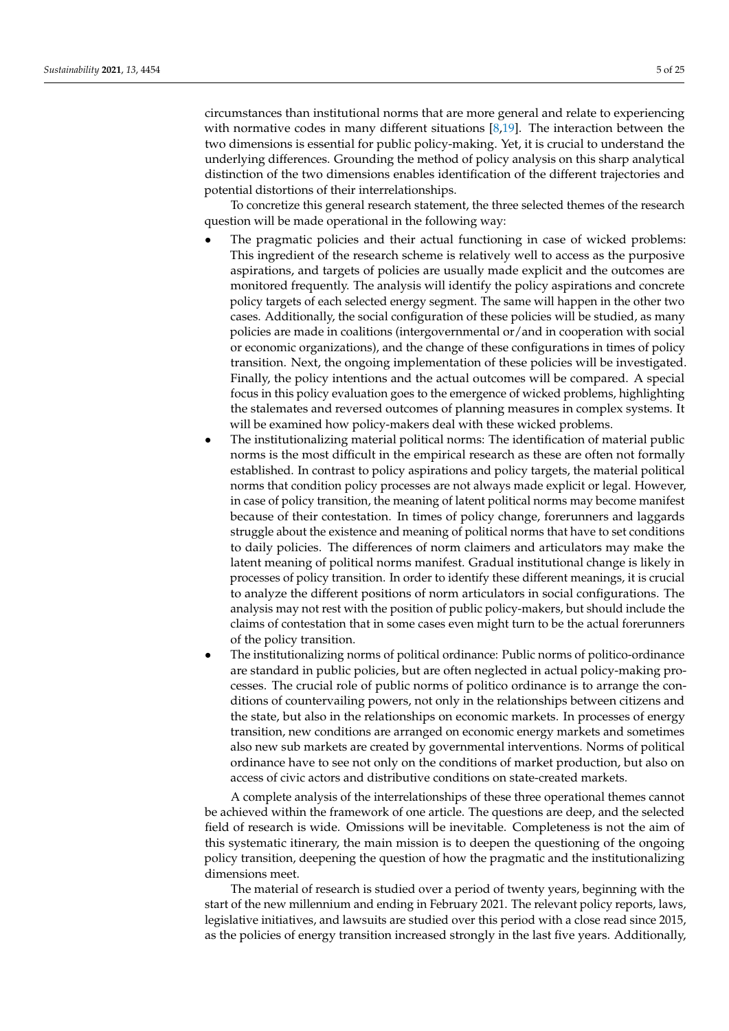circumstances than institutional norms that are more general and relate to experiencing with normative codes in many different situations [8,19]. The interaction between the two dimensions is essential for public policy-making. Yet, it is crucial to understand the underlying differences. Grounding the method of policy analysis on this sharp analytical distinction of the two dimensions enables identification of the different trajectories and potential distortions of their interrelationships.

To concretize this general research statement, the three selected themes of the research question will be made operational in the following way:

- The pragmatic policies and their actual functioning in case of wicked problems: This ingredient of the research scheme is relatively well to access as the purposive aspirations, and targets of policies are usually made explicit and the outcomes are monitored frequently. The analysis will identify the policy aspirations and concrete policy targets of each selected energy segment. The same will happen in the other two cases. Additionally, the social configuration of these policies will be studied, as many policies are made in coalitions (intergovernmental or/and in cooperation with social or economic organizations), and the change of these configurations in times of policy transition. Next, the ongoing implementation of these policies will be investigated. Finally, the policy intentions and the actual outcomes will be compared. A special focus in this policy evaluation goes to the emergence of wicked problems, highlighting the stalemates and reversed outcomes of planning measures in complex systems. It will be examined how policy-makers deal with these wicked problems.
- The institutionalizing material political norms: The identification of material public norms is the most difficult in the empirical research as these are often not formally established. In contrast to policy aspirations and policy targets, the material political norms that condition policy processes are not always made explicit or legal. However, in case of policy transition, the meaning of latent political norms may become manifest because of their contestation. In times of policy change, forerunners and laggards struggle about the existence and meaning of political norms that have to set conditions to daily policies. The differences of norm claimers and articulators may make the latent meaning of political norms manifest. Gradual institutional change is likely in processes of policy transition. In order to identify these different meanings, it is crucial to analyze the different positions of norm articulators in social configurations. The analysis may not rest with the position of public policy-makers, but should include the claims of contestation that in some cases even might turn to be the actual forerunners of the policy transition.
- The institutionalizing norms of political ordinance: Public norms of politico-ordinance are standard in public policies, but are often neglected in actual policy-making processes. The crucial role of public norms of politico ordinance is to arrange the conditions of countervailing powers, not only in the relationships between citizens and the state, but also in the relationships on economic markets. In processes of energy transition, new conditions are arranged on economic energy markets and sometimes also new sub markets are created by governmental interventions. Norms of political ordinance have to see not only on the conditions of market production, but also on access of civic actors and distributive conditions on state-created markets.

A complete analysis of the interrelationships of these three operational themes cannot be achieved within the framework of one article. The questions are deep, and the selected field of research is wide. Omissions will be inevitable. Completeness is not the aim of this systematic itinerary, the main mission is to deepen the questioning of the ongoing policy transition, deepening the question of how the pragmatic and the institutionalizing dimensions meet.

The material of research is studied over a period of twenty years, beginning with the start of the new millennium and ending in February 2021. The relevant policy reports, laws, legislative initiatives, and lawsuits are studied over this period with a close read since 2015, as the policies of energy transition increased strongly in the last five years. Additionally,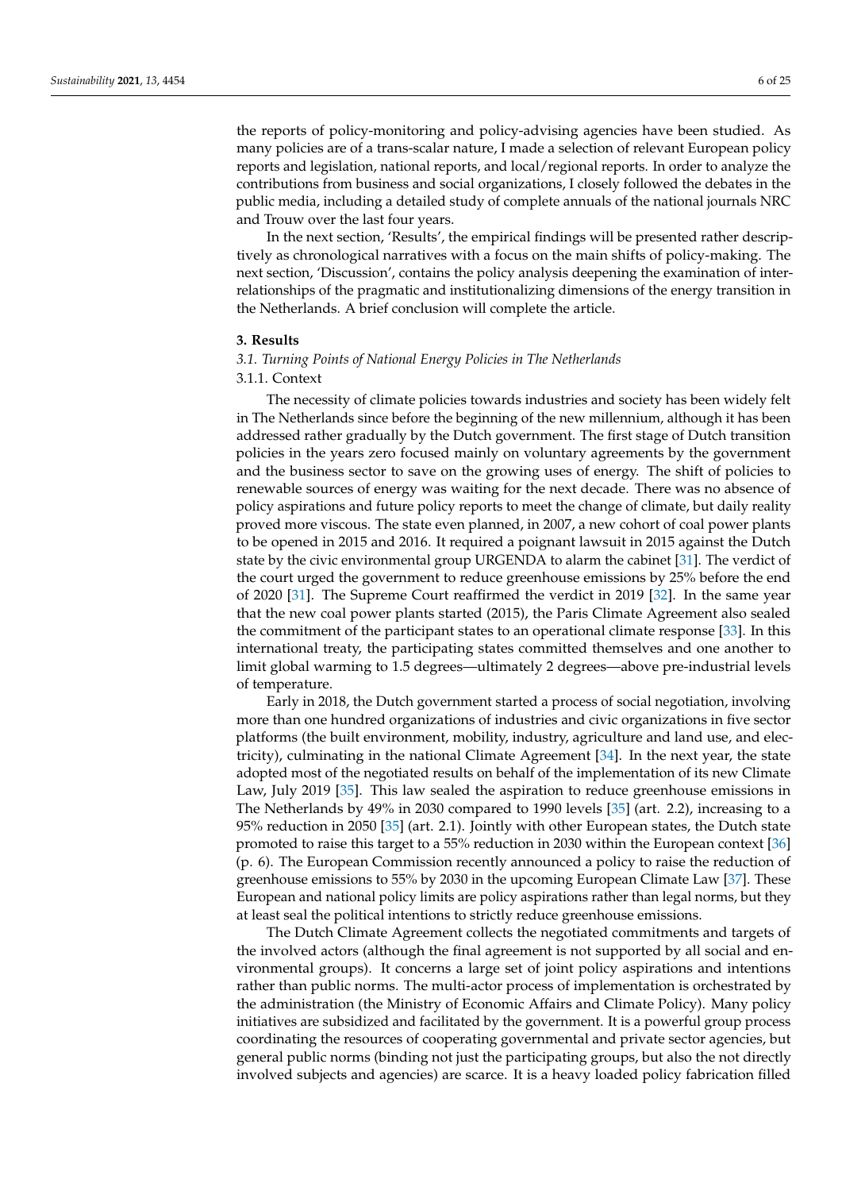the reports of policy-monitoring and policy-advising agencies have been studied. As many policies are of a trans-scalar nature, I made a selection of relevant European policy reports and legislation, national reports, and local/regional reports. In order to analyze the contributions from business and social organizations, I closely followed the debates in the public media, including a detailed study of complete annuals of the national journals NRC and Trouw over the last four years.

In the next section, 'Results', the empirical findings will be presented rather descriptively as chronological narratives with a focus on the main shifts of policy-making. The next section, 'Discussion', contains the policy analysis deepening the examination of interrelationships of the pragmatic and institutionalizing dimensions of the energy transition in the Netherlands. A brief conclusion will complete the article.

## 3. Results

### *3.1. Turning Points of National Energy Policies in The Netherlands*

#### 3.1.1. Context

The necessity of climate policies towards industries and society has been widely felt in The Netherlands since before the beginning of the new millennium, although it has been addressed rather gradually by the Dutch government. The first stage of Dutch transition policies in the years zero focused mainly on voluntary agreements by the government and the business sector to save on the growing uses of energy. The shift of policies to renewable sources of energy was waiting for the next decade. There was no absence of policy aspirations and future policy reports to meet the change of climate, but daily reality proved more viscous. The state even planned, in 2007, a new cohort of coal power plants to be opened in 2015 and 2016. It required a poignant lawsuit in 2015 against the Dutch state by the civic environmental group URGENDA to alarm the cabinet [31]. The verdict of the court urged the government to reduce greenhouse emissions by 25% before the end of 2020 [31]. The Supreme Court reaffirmed the verdict in 2019 [32]. In the same year that the new coal power plants started (2015), the Paris Climate Agreement also sealed the commitment of the participant states to an operational climate response [33]. In this international treaty, the participating states committed themselves and one another to limit global warming to 1.5 degrees—ultimately 2 degrees—above pre-industrial levels of temperature.

Early in 2018, the Dutch government started a process of social negotiation, involving more than one hundred organizations of industries and civic organizations in five sector platforms (the built environment, mobility, industry, agriculture and land use, and electricity), culminating in the national Climate Agreement [34]. In the next year, the state adopted most of the negotiated results on behalf of the implementation of its new Climate Law, July 2019 [35]. This law sealed the aspiration to reduce greenhouse emissions in The Netherlands by 49% in 2030 compared to 1990 levels [35] (art. 2.2), increasing to a 95% reduction in 2050 [35] (art. 2.1). Jointly with other European states, the Dutch state promoted to raise this target to a 55% reduction in 2030 within the European context [36] (p. 6). The European Commission recently announced a policy to raise the reduction of greenhouse emissions to 55% by 2030 in the upcoming European Climate Law [37]. These European and national policy limits are policy aspirations rather than legal norms, but they at least seal the political intentions to strictly reduce greenhouse emissions.

The Dutch Climate Agreement collects the negotiated commitments and targets of the involved actors (although the final agreement is not supported by all social and environmental groups). It concerns a large set of joint policy aspirations and intentions rather than public norms. The multi-actor process of implementation is orchestrated by the administration (the Ministry of Economic Affairs and Climate Policy). Many policy initiatives are subsidized and facilitated by the government. It is a powerful group process coordinating the resources of cooperating governmental and private sector agencies, but general public norms (binding not just the participating groups, but also the not directly involved subjects and agencies) are scarce. It is a heavy loaded policy fabrication filled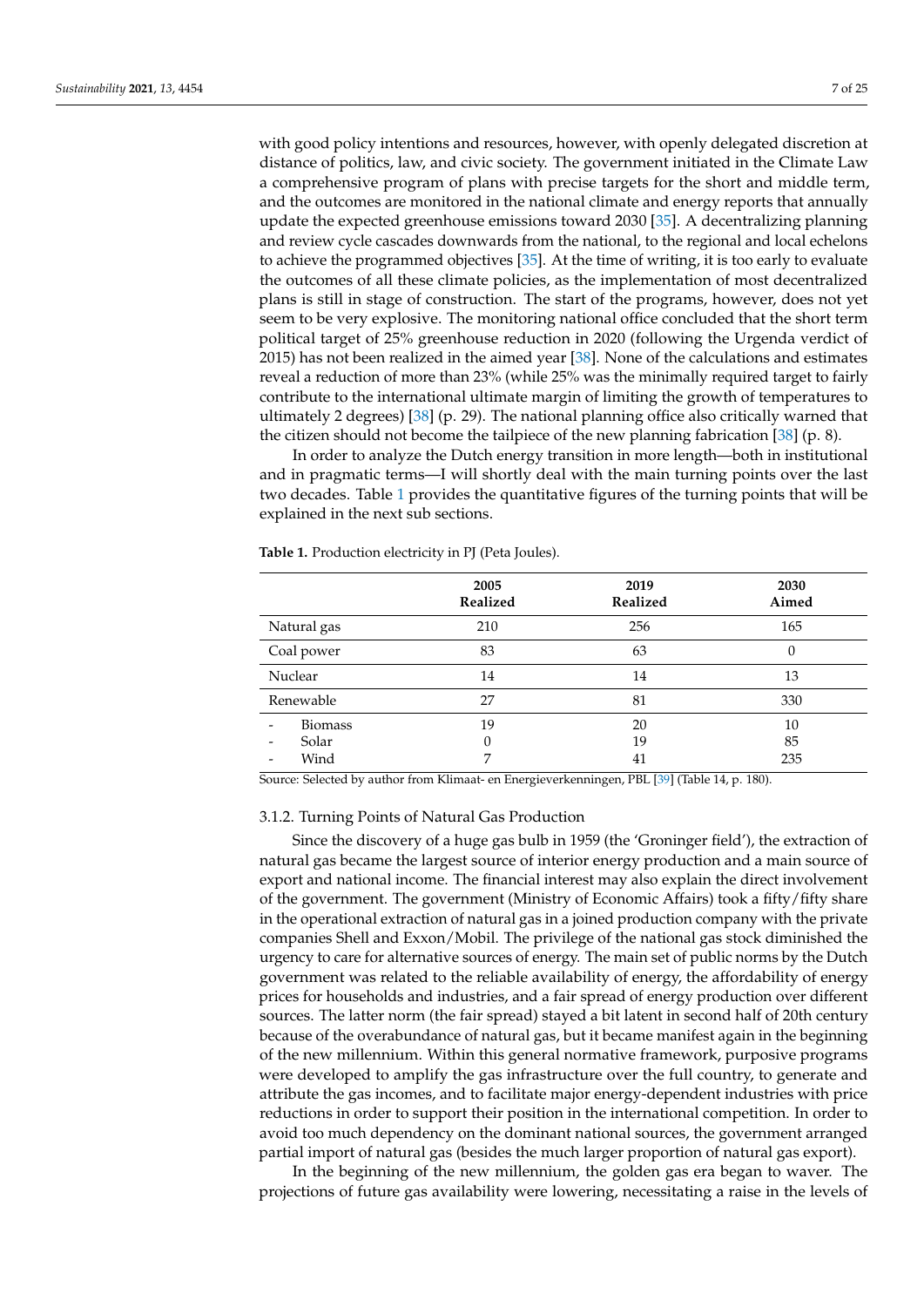with good policy intentions and resources, however, with openly delegated discretion at distance of politics, law, and civic society. The government initiated in the Climate Law a comprehensive program of plans with precise targets for the short and middle term, and the outcomes are monitored in the national climate and energy reports that annually update the expected greenhouse emissions toward 2030 [35]. A decentralizing planning and review cycle cascades downwards from the national, to the regional and local echelons to achieve the programmed objectives [35]. At the time of writing, it is too early to evaluate the outcomes of all these climate policies, as the implementation of most decentralized plans is still in stage of construction. The start of the programs, however, does not yet seem to be very explosive. The monitoring national office concluded that the short term political target of 25% greenhouse reduction in 2020 (following the Urgenda verdict of 2015) has not been realized in the aimed year [38]. None of the calculations and estimates reveal a reduction of more than 23% (while 25% was the minimally required target to fairly contribute to the international ultimate margin of limiting the growth of temperatures to ultimately 2 degrees) [38] (p. 29). The national planning office also critically warned that the citizen should not become the tailpiece of the new planning fabrication [38] (p. 8).

In order to analyze the Dutch energy transition in more length—both in institutional and in pragmatic terms—I will shortly deal with the main turning points over the last two decades. Table 1 provides the quantitative figures of the turning points that will be explained in the next sub sections.

**Table 1.** Production electricity in PJ (Peta Joules).

| | 2005 Realized | 2019 Realized | 2030 Aimed |
|---|---|---|---|
| Natural gas | 210 | 256 | 165 |
| Coal power | 83 | 63 | 0 |
| Nuclear | 14 | 14 | 13 |
| Renewable | 27 | 81 | 330 |
| - Biomass | 19 | 20 | 10 |
| - Solar | 0 | 19 | 85 |
| - Wind | 7 | 41 | 235 |

Source: Selected by author from Klimaat- en Energieverkenningen, PBL [39] (Table 14, p. 180).

### 3.1.2. Turning Points of Natural Gas Production

Since the discovery of a huge gas bulb in 1959 (the 'Groninger field'), the extraction of natural gas became the largest source of interior energy production and a main source of export and national income. The financial interest may also explain the direct involvement of the government. The government (Ministry of Economic Affairs) took a fifty/fifty share in the operational extraction of natural gas in a joined production company with the private companies Shell and Exxon/Mobil. The privilege of the national gas stock diminished the urgency to care for alternative sources of energy. The main set of public norms by the Dutch government was related to the reliable availability of energy, the affordability of energy prices for households and industries, and a fair spread of energy production over different sources. The latter norm (the fair spread) stayed a bit latent in second half of 20th century because of the overabundance of natural gas, but it became manifest again in the beginning of the new millennium. Within this general normative framework, purposive programs were developed to amplify the gas infrastructure over the full country, to generate and attribute the gas incomes, and to facilitate major energy-dependent industries with price reductions in order to support their position in the international competition. In order to avoid too much dependency on the dominant national sources, the government arranged partial import of natural gas (besides the much larger proportion of natural gas export).

In the beginning of the new millennium, the golden gas era began to waver. The projections of future gas availability were lowering, necessitating a raise in the levels of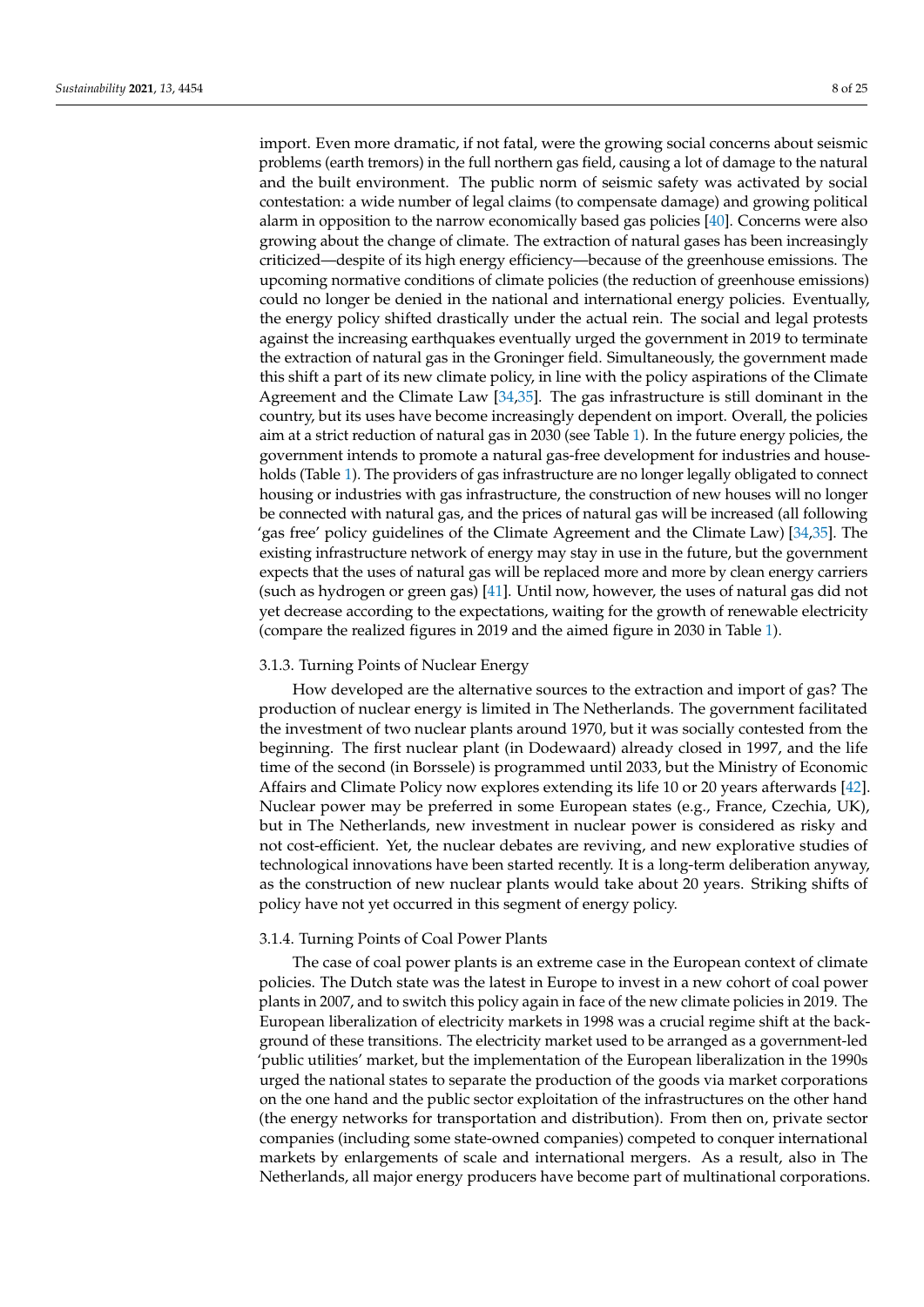import. Even more dramatic, if not fatal, were the growing social concerns about seismic problems (earth tremors) in the full northern gas field, causing a lot of damage to the natural and the built environment. The public norm of seismic safety was activated by social contestation: a wide number of legal claims (to compensate damage) and growing political alarm in opposition to the narrow economically based gas policies [40]. Concerns were also growing about the change of climate. The extraction of natural gases has been increasingly criticized—despite of its high energy efficiency—because of the greenhouse emissions. The upcoming normative conditions of climate policies (the reduction of greenhouse emissions) could no longer be denied in the national and international energy policies. Eventually, the energy policy shifted drastically under the actual rein. The social and legal protests against the increasing earthquakes eventually urged the government in 2019 to terminate the extraction of natural gas in the Groninger field. Simultaneously, the government made this shift a part of its new climate policy, in line with the policy aspirations of the Climate Agreement and the Climate Law [34,35]. The gas infrastructure is still dominant in the country, but its uses have become increasingly dependent on import. Overall, the policies aim at a strict reduction of natural gas in 2030 (see Table 1). In the future energy policies, the government intends to promote a natural gas-free development for industries and households (Table 1). The providers of gas infrastructure are no longer legally obligated to connect housing or industries with gas infrastructure, the construction of new houses will no longer be connected with natural gas, and the prices of natural gas will be increased (all following 'gas free' policy guidelines of the Climate Agreement and the Climate Law) [34,35]. The existing infrastructure network of energy may stay in use in the future, but the government expects that the uses of natural gas will be replaced more and more by clean energy carriers (such as hydrogen or green gas) [41]. Until now, however, the uses of natural gas did not yet decrease according to the expectations, waiting for the growth of renewable electricity (compare the realized figures in 2019 and the aimed figure in 2030 in Table 1).

#### 3.1.3. Turning Points of Nuclear Energy

How developed are the alternative sources to the extraction and import of gas? The production of nuclear energy is limited in The Netherlands. The government facilitated the investment of two nuclear plants around 1970, but it was socially contested from the beginning. The first nuclear plant (in Dodewaard) already closed in 1997, and the life time of the second (in Borsselle) is programmed until 2033, but the Ministry of Economic Affairs and Climate Policy now explores extending its life 10 or 20 years afterwards [42]. Nuclear power may be preferred in some European states (e.g., France, Czechia, UK), but in The Netherlands, new investment in nuclear power is considered as risky and not cost-efficient. Yet, the nuclear debates are reviving, and new explorative studies of technological innovations have been started recently. It is a long-term deliberation anyway, as the construction of new nuclear plants would take about 20 years. Striking shifts of policy have not yet occurred in this segment of energy policy.

#### 3.1.4. Turning Points of Coal Power Plants

The case of coal power plants is an extreme case in the European context of climate policies. The Dutch state was the latest in Europe to invest in a new cohort of coal power plants in 2007, and to switch this policy again in face of the new climate policies in 2019. The European liberalization of electricity markets in 1998 was a crucial regime shift at the background of these transitions. The electricity market used to be arranged as a government-led 'public utilities' market, but the implementation of the European liberalization in the 1990s urged the national states to separate the production of the goods via market corporations on the one hand and the public sector exploitation of the infrastructures on the other hand (the energy networks for transportation and distribution). From then on, private sector companies (including some state-owned companies) competed to conquer international markets by enlargements of scale and international mergers. As a result, also in The Netherlands, all major energy producers have become part of multinational corporations.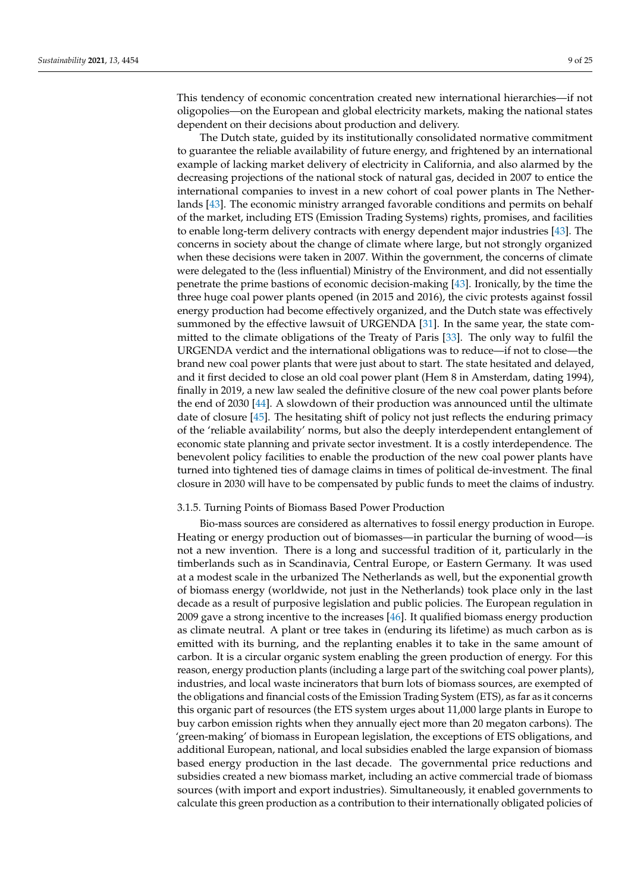This tendency of economic concentration created new international hierarchies—if not oligopolies—on the European and global electricity markets, making the national states dependent on their decisions about production and delivery.

The Dutch state, guided by its institutionally consolidated normative commitment to guarantee the reliable availability of future energy, and frightened by an international example of lacking market delivery of electricity in California, and also alarmed by the decreasing projections of the national stock of natural gas, decided in 2007 to entice the international companies to invest in a new cohort of coal power plants in The Netherlands [43]. The economic ministry arranged favorable conditions and permits on behalf of the market, including ETS (Emission Trading Systems) rights, promises, and facilities to enable long-term delivery contracts with energy dependent major industries [43]. The concerns in society about the change of climate where large, but not strongly organized when these decisions were taken in 2007. Within the government, the concerns of climate were delegated to the (less influential) Ministry of the Environment, and did not essentially penetrate the prime bastions of economic decision-making [43]. Ironically, by the time the three huge coal power plants opened (in 2015 and 2016), the civic protests against fossil energy production had become effectively organized, and the Dutch state was effectively summoned by the effective lawsuit of URGENDA [31]. In the same year, the state committed to the climate obligations of the Treaty of Paris [33]. The only way to fulfil the URGENDA verdict and the international obligations was to reduce—if not to close—the brand new coal power plants that were just about to start. The state hesitated and delayed, and it first decided to close an old coal power plant (Hem 8 in Amsterdam, dating 1994), finally in 2019, a new law sealed the definitive closure of the new coal power plants before the end of 2030 [44]. A slowdown of their production was announced until the ultimate date of closure [45]. The hesitating shift of policy not just reflects the enduring primacy of the 'reliable availability' norms, but also the deeply interdependent entanglement of economic state planning and private sector investment. It is a costly interdependence. The benevolent policy facilities to enable the production of the new coal power plants have turned into tightened ties of damage claims in times of political de-investment. The final closure in 2030 will have to be compensated by public funds to meet the claims of industry.

#### 3.1.5. Turning Points of Biomass Based Power Production

Bio-mass sources are considered as alternatives to fossil energy production in Europe. Heating or energy production out of biomasses—in particular the burning of wood—is not a new invention. There is a long and successful tradition of it, particularly in the timberlands such as in Scandinavia, Central Europe, or Eastern Germany. It was used at a modest scale in the urbanized The Netherlands as well, but the exponential growth of biomass energy (worldwide, not just in the Netherlands) took place only in the last decade as a result of purposive legislation and public policies. The European regulation in 2009 gave a strong incentive to the increases [46]. It qualified biomass energy production as climate neutral. A plant or tree takes in (enduring its lifetime) as much carbon as is emitted with its burning, and the replanting enables it to take in the same amount of carbon. It is a circular organic system enabling the green production of energy. For this reason, energy production plants (including a large part of the switching coal power plants), industries, and local waste incinerators that burn lots of biomass sources, are exempted of the obligations and financial costs of the Emission Trading System (ETS), as far as it concerns this organic part of resources (the ETS system urges about 11,000 large plants in Europe to buy carbon emission rights when they annually eject more than 20 megaton carbons). The 'green-making' of biomass in European legislation, the exceptions of ETS obligations, and additional European, national, and local subsidies enabled the large expansion of biomass based energy production in the last decade. The governmental price reductions and subsidies created a new biomass market, including an active commercial trade of biomass sources (with import and export industries). Simultaneously, it enabled governments to calculate this green production as a contribution to their internationally obligated policies of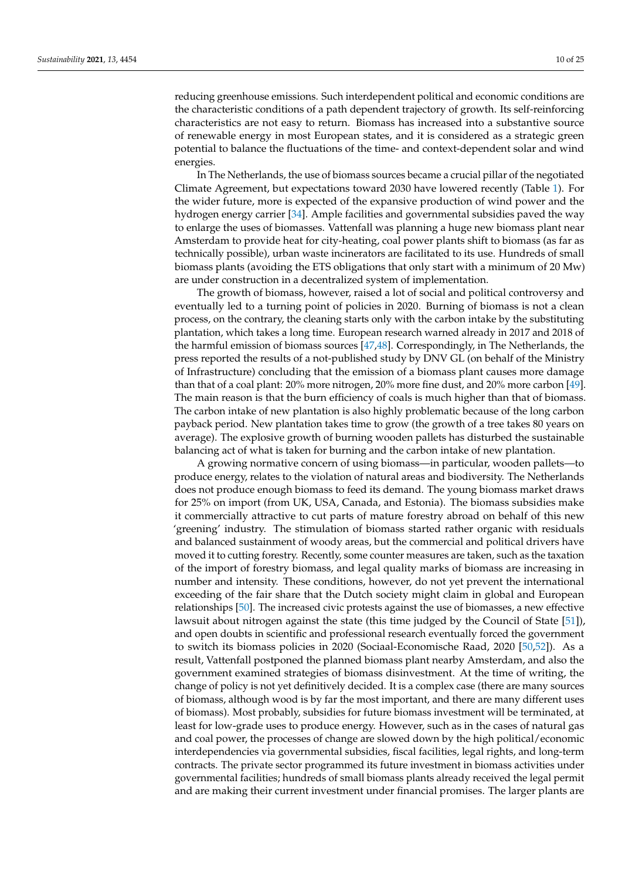reducing greenhouse emissions. Such interdependent political and economic conditions are the characteristic conditions of a path dependent trajectory of growth. Its self-reinforcing characteristics are not easy to return. Biomass has increased into a substantive source of renewable energy in most European states, and it is considered as a strategic green potential to balance the fluctuations of the time- and context-dependent solar and wind energies.

In The Netherlands, the use of biomass sources became a crucial pillar of the negotiated Climate Agreement, but expectations toward 2030 have lowered recently (Table 1). For the wider future, more is expected of the expansive production of wind power and the hydrogen energy carrier [34]. Ample facilities and governmental subsidies paved the way to enlarge the uses of biomasses. Vattenfall was planning a huge new biomass plant near Amsterdam to provide heat for city-heating, coal power plants shift to biomass (as far as technically possible), urban waste incinerators are facilitated to its use. Hundreds of small biomass plants (avoiding the ETS obligations that only start with a minimum of 20 Mw) are under construction in a decentralized system of implementation.

The growth of biomass, however, raised a lot of social and political controversy and eventually led to a turning point of policies in 2020. Burning of biomass is not a clean process, on the contrary, the cleaning starts only with the carbon intake by the substituting plantation, which takes a long time. European research warned already in 2017 and 2018 of the harmful emission of biomass sources [47,48]. Correspondingly, in The Netherlands, the press reported the results of a not-published study by DNV GL (on behalf of the Ministry of Infrastructure) concluding that the emission of a biomass plant causes more damage than that of a coal plant: 20% more nitrogen, 20% more fine dust, and 20% more carbon [49]. The main reason is that the burn efficiency of coals is much higher than that of biomass. The carbon intake of new plantation is also highly problematic because of the long carbon payback period. New plantation takes time to grow (the growth of a tree takes 80 years on average). The explosive growth of burning wooden pallets has disturbed the sustainable balancing act of what is taken for burning and the carbon intake of new plantation.

A growing normative concern of using biomass—in particular, wooden pallets—to produce energy, relates to the violation of natural areas and biodiversity. The Netherlands does not produce enough biomass to feed its demand. The young biomass market draws for 25% on import (from UK, USA, Canada, and Estonia). The biomass subsidies make it commercially attractive to cut parts of mature forestry abroad on behalf of this new 'greening' industry. The stimulation of biomass started rather organic with residuals and balanced sustainment of woody areas, but the commercial and political drivers have moved it to cutting forestry. Recently, some counter measures are taken, such as the taxation of the import of forestry biomass, and legal quality marks of biomass are increasing in number and intensity. These conditions, however, do not yet prevent the international exceeding of the fair share that the Dutch society might claim in global and European relationships [50]. The increased civic protests against the use of biomasses, a new effective lawsuit about nitrogen against the state (this time judged by the Council of State [51]), and open doubts in scientific and professional research eventually forced the government to switch its biomass policies in 2020 (Sociaal-Economische Raad, 2020 [50,52]). As a result, Vattenfall postponed the planned biomass plant nearby Amsterdam, and also the government examined strategies of biomass disinvestment. At the time of writing, the change of policy is not yet definitively decided. It is a complex case (there are many sources of biomass, although wood is by far the most important, and there are many different uses of biomass). Most probably, subsidies for future biomass investment will be terminated, at least for low-grade uses to produce energy. However, such as in the cases of natural gas and coal power, the processes of change are slowed down by the high political/economic interdependencies via governmental subsidies, fiscal facilities, legal rights, and long-term contracts. The private sector programmed its future investment in biomass activities under governmental facilities; hundreds of small biomass plants already received the legal permit and are making their current investment under financial promises. The larger plants are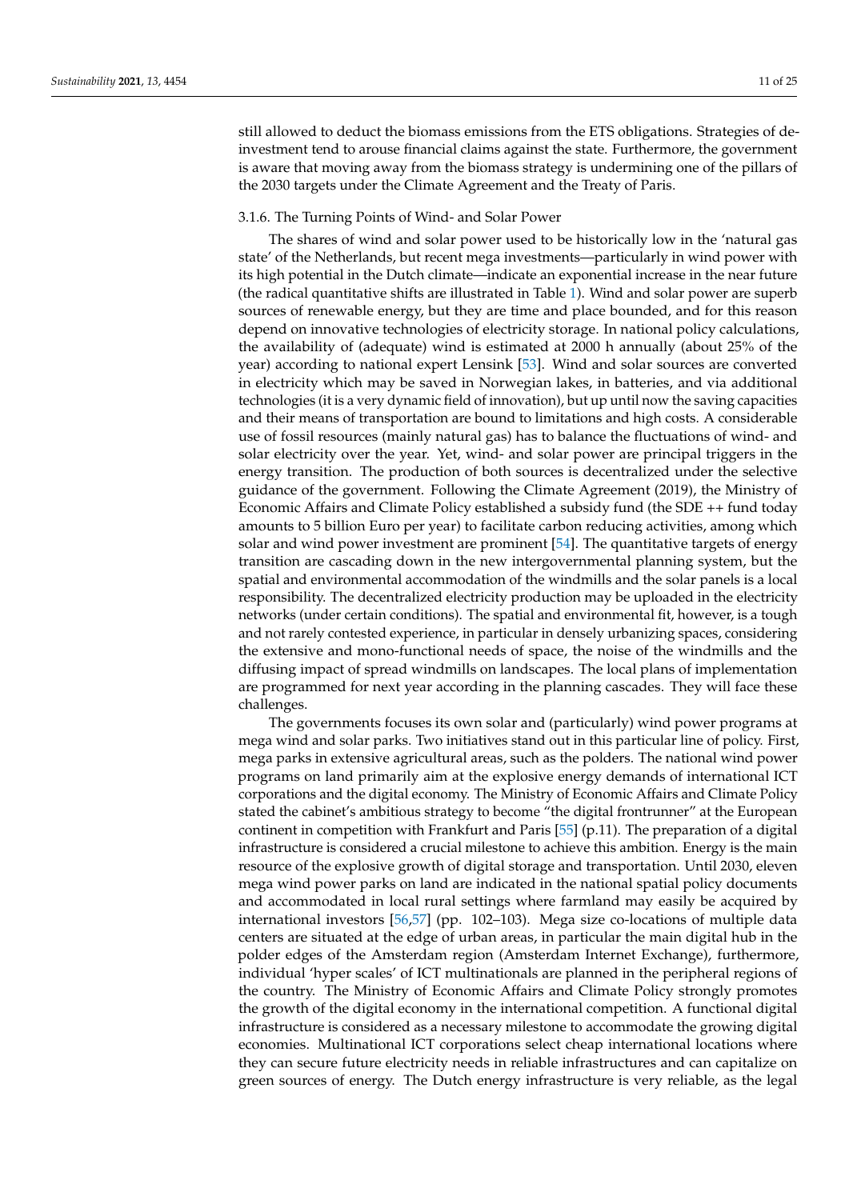still allowed to deduct the biomass emissions from the ETS obligations. Strategies of de-investment tend to arouse financial claims against the state. Furthermore, the government is aware that moving away from the biomass strategy is undermining one of the pillars of the 2030 targets under the Climate Agreement and the Treaty of Paris.

#### 3.1.6. The Turning Points of Wind- and Solar Power

The shares of wind and solar power used to be historically low in the 'natural gas state' of the Netherlands, but recent mega investments—particularly in wind power with its high potential in the Dutch climate—indicate an exponential increase in the near future (the radical quantitative shifts are illustrated in Table 1). Wind and solar power are superb sources of renewable energy, but they are time and place bounded, and for this reason depend on innovative technologies of electricity storage. In national policy calculations, the availability of (adequate) wind is estimated at 2000 h annually (about 25% of the year) according to national expert Lensink [53]. Wind and solar sources are converted in electricity which may be saved in Norwegian lakes, in batteries, and via additional technologies (it is a very dynamic field of innovation), but up until now the saving capacities and their means of transportation are bound to limitations and high costs. A considerable use of fossil resources (mainly natural gas) has to balance the fluctuations of wind- and solar electricity over the year. Yet, wind- and solar power are principal triggers in the energy transition. The production of both sources is decentralized under the selective guidance of the government. Following the Climate Agreement (2019), the Ministry of Economic Affairs and Climate Policy established a subsidy fund (the SDE ++ fund today amounts to 5 billion Euro per year) to facilitate carbon reducing activities, among which solar and wind power investment are prominent [54]. The quantitative targets of energy transition are cascading down in the new intergovernmental planning system, but the spatial and environmental accommodation of the windmills and the solar panels is a local responsibility. The decentralized electricity production may be uploaded in the electricity networks (under certain conditions). The spatial and environmental fit, however, is a tough and not rarely contested experience, in particular in densely urbanizing spaces, considering the extensive and mono-functional needs of space, the noise of the windmills and the diffusing impact of spread windmills on landscapes. The local plans of implementation are programmed for next year according in the planning cascades. They will face these challenges.

The governments focuses its own solar and (particularly) wind power programs at mega wind and solar parks. Two initiatives stand out in this particular line of policy. First, mega parks in extensive agricultural areas, such as the polders. The national wind power programs on land primarily aim at the explosive energy demands of international ICT corporations and the digital economy. The Ministry of Economic Affairs and Climate Policy stated the cabinet's ambitious strategy to become "the digital frontrunner" at the European continent in competition with Frankfurt and Paris [55] (p.11). The preparation of a digital infrastructure is considered a crucial milestone to achieve this ambition. Energy is the main resource of the explosive growth of digital storage and transportation. Until 2030, eleven mega wind power parks on land are indicated in the national spatial policy documents and accommodated in local rural settings where farmland may easily be acquired by international investors [56,57] (pp. 102–103). Mega size co-locations of multiple data centers are situated at the edge of urban areas, in particular the main digital hub in the polder edges of the Amsterdam region (Amsterdam Internet Exchange), furthermore, individual 'hyper scales' of ICT multinationals are planned in the peripheral regions of the country. The Ministry of Economic Affairs and Climate Policy strongly promotes the growth of the digital economy in the international competition. A functional digital infrastructure is considered as a necessary milestone to accommodate the growing digital economies. Multinational ICT corporations select cheap international locations where they can secure future electricity needs in reliable infrastructures and can capitalize on green sources of energy. The Dutch energy infrastructure is very reliable, as the legal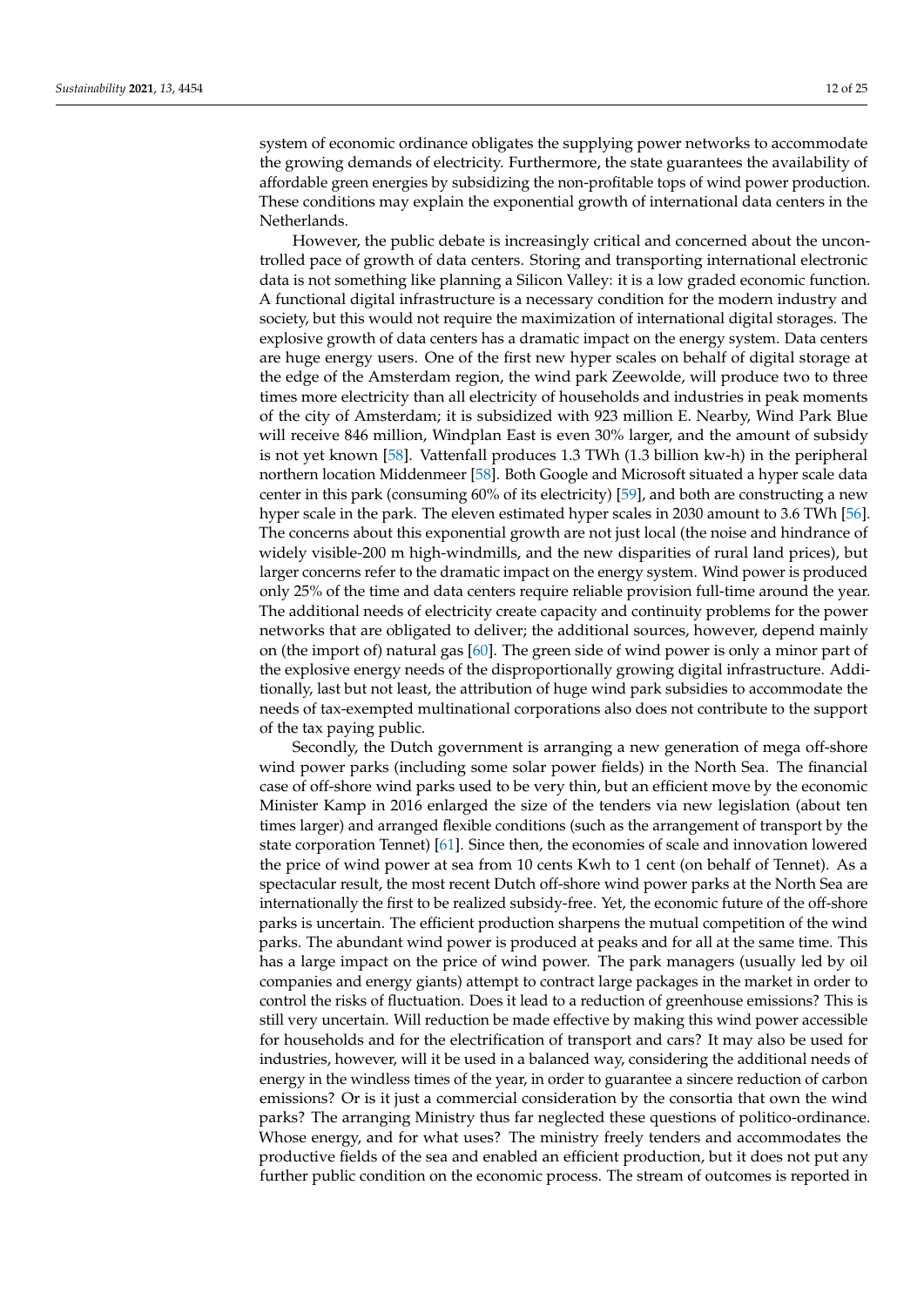system of economic ordinance obligates the supplying power networks to accommodate the growing demands of electricity. Furthermore, the state guarantees the availability of affordable green energies by subsidizing the non-profitable tops of wind power production. These conditions may explain the exponential growth of international data centers in the Netherlands.

However, the public debate is increasingly critical and concerned about the uncontrolled pace of growth of data centers. Storing and transporting international electronic data is not something like planning a Silicon Valley: it is a low graded economic function. A functional digital infrastructure is a necessary condition for the modern industry and society, but this would not require the maximization of international digital storages. The explosive growth of data centers has a dramatic impact on the energy system. Data centers are huge energy users. One of the first new hyper scales on behalf of digital storage at the edge of the Amsterdam region, the wind park Zeewolde, will produce two to three times more electricity than all electricity of households and industries in peak moments of the city of Amsterdam; it is subsidized with 923 million E. Nearby, Wind Park Blue will receive 846 million, Windplan East is even 30% larger, and the amount of subsidy is not yet known [58]. Vattenfall produces 1.3 TWh (1.3 billion kw-h) in the peripheral northern location Middenmeer [58]. Both Google and Microsoft situated a hyper scale data center in this park (consuming 60% of its electricity) [59], and both are constructing a new hyper scale in the park. The eleven estimated hyper scales in 2030 amount to 3.6 TWh [56]. The concerns about this exponential growth are not just local (the noise and hindrance of widely visible-200 m high-windmills, and the new disparities of rural land prices), but larger concerns refer to the dramatic impact on the energy system. Wind power is produced only 25% of the time and data centers require reliable provision full-time around the year. The additional needs of electricity create capacity and continuity problems for the power networks that are obligated to deliver; the additional sources, however, depend mainly on (the import of) natural gas [60]. The green side of wind power is only a minor part of the explosive energy needs of the disproportionally growing digital infrastructure. Additionally, last but not least, the attribution of huge wind park subsidies to accommodate the needs of tax-exempted multinational corporations also does not contribute to the support of the tax paying public.

Secondly, the Dutch government is arranging a new generation of mega off-shore wind power parks (including some solar power fields) in the North Sea. The financial case of off-shore wind parks used to be very thin, but an efficient move by the economic Minister Kamp in 2016 enlarged the size of the tenders via new legislation (about ten times larger) and arranged flexible conditions (such as the arrangement of transport by the state corporation Tennet) [61]. Since then, the economies of scale and innovation lowered the price of wind power at sea from 10 cents Kwh to 1 cent (on behalf of Tennet). As a spectacular result, the most recent Dutch off-shore wind power parks at the North Sea are internationally the first to be realized subsidy-free. Yet, the economic future of the off-shore parks is uncertain. The efficient production sharpens the mutual competition of the wind parks. The abundant wind power is produced at peaks and for all at the same time. This has a large impact on the price of wind power. The park managers (usually led by oil companies and energy giants) attempt to contract large packages in the market in order to control the risks of fluctuation. Does it lead to a reduction of greenhouse emissions? This is still very uncertain. Will reduction be made effective by making this wind power accessible for households and for the electrification of transport and cars? It may also be used for industries, however, will it be used in a balanced way, considering the additional needs of energy in the windless times of the year, in order to guarantee a sincere reduction of carbon emissions? Or is it just a commercial consideration by the consortia that own the wind parks? The arranging Ministry thus far neglected these questions of politico-ordinance. Whose energy, and for what uses? The ministry freely tenders and accommodates the productive fields of the sea and enabled an efficient production, but it does not put any further public condition on the economic process. The stream of outcomes is reported in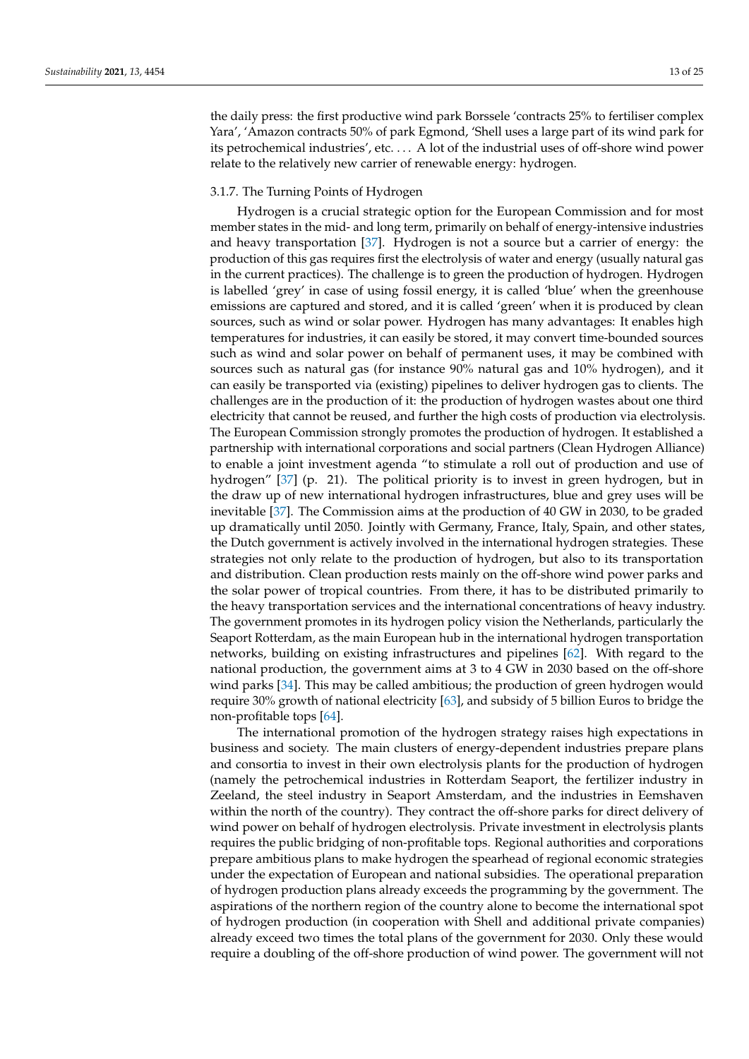the daily press: the first productive wind park Borssele 'contracts 25% to fertiliser complex Yara', 'Amazon contracts 50% of park Egmond, 'Shell uses a large part of its wind park for its petrochemical industries', etc. . . . A lot of the industrial uses of off-shore wind power relate to the relatively new carrier of renewable energy: hydrogen.

### 3.1.7. The Turning Points of Hydrogen

Hydrogen is a crucial strategic option for the European Commission and for most member states in the mid- and long term, primarily on behalf of energy-intensive industries and heavy transportation [37]. Hydrogen is not a source but a carrier of energy: the production of this gas requires first the electrolysis of water and energy (usually natural gas in the current practices). The challenge is to green the production of hydrogen. Hydrogen is labelled 'grey' in case of using fossil energy, it is called 'blue' when the greenhouse emissions are captured and stored, and it is called 'green' when it is produced by clean sources, such as wind or solar power. Hydrogen has many advantages: It enables high temperatures for industries, it can easily be stored, it may convert time-bounded sources such as wind and solar power on behalf of permanent uses, it may be combined with sources such as natural gas (for instance 90% natural gas and 10% hydrogen), and it can easily be transported via (existing) pipelines to deliver hydrogen gas to clients. The challenges are in the production of it: the production of hydrogen wastes about one third electricity that cannot be reused, and further the high costs of production via electrolysis. The European Commission strongly promotes the production of hydrogen. It established a partnership with international corporations and social partners (Clean Hydrogen Alliance) to enable a joint investment agenda "to stimulate a roll out of production and use of hydrogen" [37] (p. 21). The political priority is to invest in green hydrogen, but in the draw up of new international hydrogen infrastructures, blue and grey uses will be inevitable [37]. The Commission aims at the production of 40 GW in 2030, to be graded up dramatically until 2050. Jointly with Germany, France, Italy, Spain, and other states, the Dutch government is actively involved in the international hydrogen strategies. These strategies not only relate to the production of hydrogen, but also to its transportation and distribution. Clean production rests mainly on the off-shore wind power parks and the solar power of tropical countries. From there, it has to be distributed primarily to the heavy transportation services and the international concentrations of heavy industry. The government promotes in its hydrogen policy vision the Netherlands, particularly the Seaport Rotterdam, as the main European hub in the international hydrogen transportation networks, building on existing infrastructures and pipelines [62]. With regard to the national production, the government aims at 3 to 4 GW in 2030 based on the off-shore wind parks [34]. This may be called ambitious; the production of green hydrogen would require 30% growth of national electricity [63], and subsidy of 5 billion Euros to bridge the non-profitable tops [64].

The international promotion of the hydrogen strategy raises high expectations in business and society. The main clusters of energy-dependent industries prepare plans and consortia to invest in their own electrolysis plants for the production of hydrogen (namely the petrochemical industries in Rotterdam Seaport, the fertilizer industry in Zeeland, the steel industry in Seaport Amsterdam, and the industries in Eemshaven within the north of the country). They contract the off-shore parks for direct delivery of wind power on behalf of hydrogen electrolysis. Private investment in electrolysis plants requires the public bridging of non-profitable tops. Regional authorities and corporations prepare ambitious plans to make hydrogen the spearhead of regional economic strategies under the expectation of European and national subsidies. The operational preparation of hydrogen production plans already exceeds the programming by the government. The aspirations of the northern region of the country alone to become the international spot of hydrogen production (in cooperation with Shell and additional private companies) already exceed two times the total plans of the government for 2030. Only these would require a doubling of the off-shore production of wind power. The government will not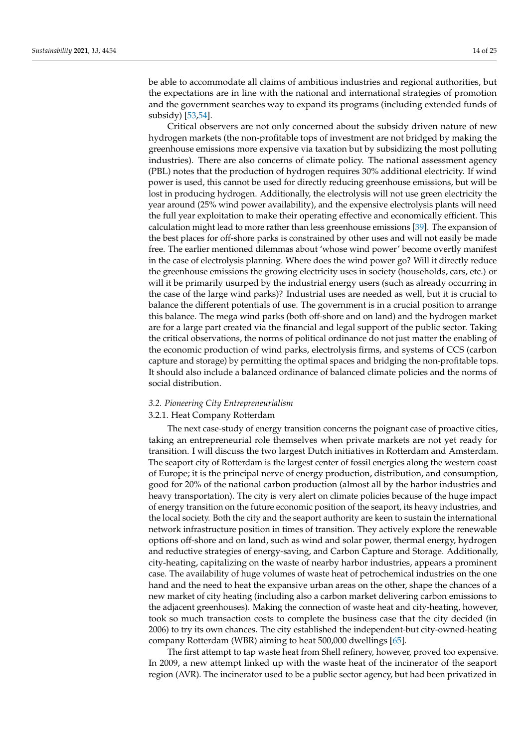be able to accommodate all claims of ambitious industries and regional authorities, but the expectations are in line with the national and international strategies of promotion and the government searches way to expand its programs (including extended funds of subsidy) [53,54].

Critical observers are not only concerned about the subsidy driven nature of new hydrogen markets (the non-profitable tops of investment are not bridged by making the greenhouse emissions more expensive via taxation but by subsidizing the most polluting industries). There are also concerns of climate policy. The national assessment agency (PBL) notes that the production of hydrogen requires 30% additional electricity. If wind power is used, this cannot be used for directly reducing greenhouse emissions, but will be lost in producing hydrogen. Additionally, the electrolysis will not use green electricity the year around (25% wind power availability), and the expensive electrolysis plants will need the full year exploitation to make their operating effective and economically efficient. This calculation might lead to more rather than less greenhouse emissions [39]. The expansion of the best places for off-shore parks is constrained by other uses and will not easily be made free. The earlier mentioned dilemmas about 'whose wind power' become overtly manifest in the case of electrolysis planning. Where does the wind power go? Will it directly reduce the greenhouse emissions the growing electricity uses in society (households, cars, etc.) or will it be primarily usurped by the industrial energy users (such as already occurring in the case of the large wind parks)? Industrial uses are needed as well, but it is crucial to balance the different potentials of use. The government is in a crucial position to arrange this balance. The mega wind parks (both off-shore and on land) and the hydrogen market are for a large part created via the financial and legal support of the public sector. Taking the critical observations, the norms of political ordinance do not just matter the enabling of the economic production of wind parks, electrolysis firms, and systems of CCS (carbon capture and storage) by permitting the optimal spaces and bridging the non-profitable tops. It should also include a balanced ordinance of balanced climate policies and the norms of social distribution.

### *3.2. Pioneering City Entrepreneurialism*

#### 3.2.1. Heat Company Rotterdam

The next case-study of energy transition concerns the poignant case of proactive cities, taking an entrepreneurial role themselves when private markets are not yet ready for transition. I will discuss the two largest Dutch initiatives in Rotterdam and Amsterdam. The seaport city of Rotterdam is the largest center of fossil energies along the western coast of Europe; it is the principal nerve of energy production, distribution, and consumption, good for 20% of the national carbon production (almost all by the harbor industries and heavy transportation). The city is very alert on climate policies because of the huge impact of energy transition on the future economic position of the seaport, its heavy industries, and the local society. Both the city and the seaport authority are keen to sustain the international network infrastructure position in times of transition. They actively explore the renewable options off-shore and on land, such as wind and solar power, thermal energy, hydrogen and reductive strategies of energy-saving, and Carbon Capture and Storage. Additionally, city-heating, capitalizing on the waste of nearby harbor industries, appears a prominent case. The availability of huge volumes of waste heat of petrochemical industries on the one hand and the need to heat the expansive urban areas on the other, shape the chances of a new market of city heating (including also a carbon market delivering carbon emissions to the adjacent greenhouses). Making the connection of waste heat and city-heating, however, took so much transaction costs to complete the business case that the city decided (in 2006) to try its own chances. The city established the independent-but city-owned-heating company Rotterdam (WBR) aiming to heat 500,000 dwellings [65].

The first attempt to tap waste heat from Shell refinery, however, proved too expensive. In 2009, a new attempt linked up with the waste heat of the incinerator of the seaport region (AVR). The incinerator used to be a public sector agency, but had been privatized in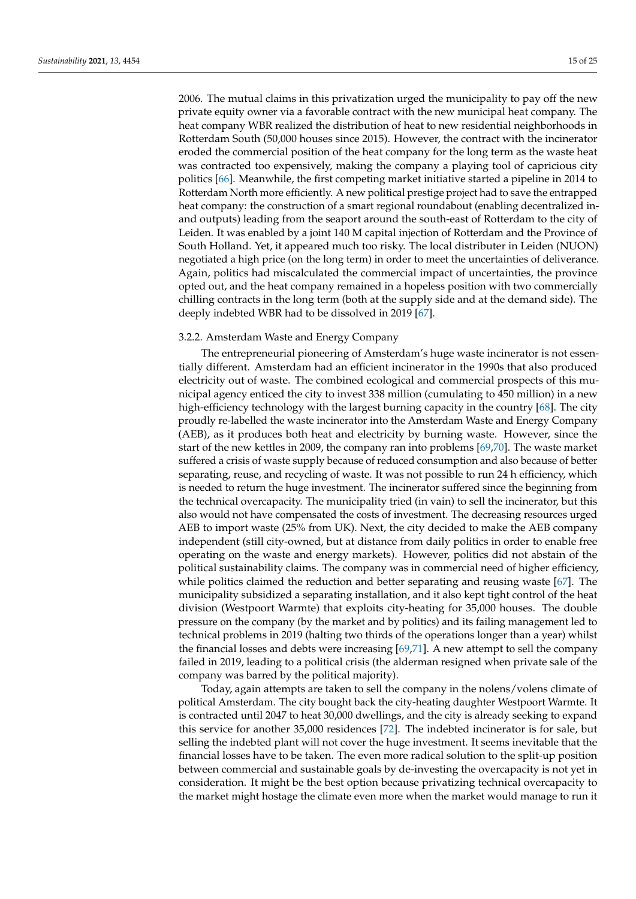2006. The mutual claims in this privatization urged the municipality to pay off the new private equity owner via a favorable contract with the new municipal heat company. The heat company WBR realized the distribution of heat to new residential neighborhoods in Rotterdam South (50,000 houses since 2015). However, the contract with the incinerator eroded the commercial position of the heat company for the long term as the waste heat was contracted too expensively, making the company a playing tool of capricious city politics [66]. Meanwhile, the first competing market initiative started a pipeline in 2014 to Rotterdam North more efficiently. A new political prestige project had to save the entrapped heat company: the construction of a smart regional roundabout (enabling decentralized in- and outputs) leading from the seaport around the south-east of Rotterdam to the city of Leiden. It was enabled by a joint 140 M capital injection of Rotterdam and the Province of South Holland. Yet, it appeared much too risky. The local distributer in Leiden (NUON) negotiated a high price (on the long term) in order to meet the uncertainties of deliverance. Again, politics had miscalculated the commercial impact of uncertainties, the province opted out, and the heat company remained in a hopeless position with two commercially chilling contracts in the long term (both at the supply side and at the demand side). The deeply indebted WBR had to be dissolved in 2019 [67].

#### 3.2.2. Amsterdam Waste and Energy Company

The entrepreneurial pioneering of Amsterdam's huge waste incinerator is not essentially different. Amsterdam had an efficient incinerator in the 1990s that also produced electricity out of waste. The combined ecological and commercial prospects of this municipal agency enticed the city to invest 338 million (cumulating to 450 million) in a new high-efficiency technology with the largest burning capacity in the country [68]. The city proudly re-labelled the waste incinerator into the Amsterdam Waste and Energy Company (AEB), as it produces both heat and electricity by burning waste. However, since the start of the new kettles in 2009, the company ran into problems [69,70]. The waste market suffered a crisis of waste supply because of reduced consumption and also because of better separating, reuse, and recycling of waste. It was not possible to run 24 h efficiency, which is needed to return the huge investment. The incinerator suffered since the beginning from the technical overcapacity. The municipality tried (in vain) to sell the incinerator, but this also would not have compensated the costs of investment. The decreasing resources urged AEB to import waste (25% from UK). Next, the city decided to make the AEB company independent (still city-owned, but at distance from daily politics in order to enable free operating on the waste and energy markets). However, politics did not abstain of the political sustainability claims. The company was in commercial need of higher efficiency, while politics claimed the reduction and better separating and reusing waste [67]. The municipality subsidized a separating installation, and it also kept tight control of the heat division (Westpoort Warmte) that exploits city-heating for 35,000 houses. The double pressure on the company (by the market and by politics) and its failing management led to technical problems in 2019 (halting two thirds of the operations longer than a year) whilst the financial losses and debts were increasing [69,71]. A new attempt to sell the company failed in 2019, leading to a political crisis (the alderman resigned when private sale of the company was barred by the political majority).

Today, again attempts are taken to sell the company in the nolens/volens climate of political Amsterdam. The city bought back the city-heating daughter Westpoort Warmte. It is contracted until 2047 to heat 30,000 dwellings, and the city is already seeking to expand this service for another 35,000 residences [72]. The indebted incinerator is for sale, but selling the indebted plant will not cover the huge investment. It seems inevitable that the financial losses have to be taken. The even more radical solution to the split-up position between commercial and sustainable goals by de-investing the overcapacity is not yet in consideration. It might be the best option because privatizing technical overcapacity to the market might hostage the climate even more when the market would manage to run it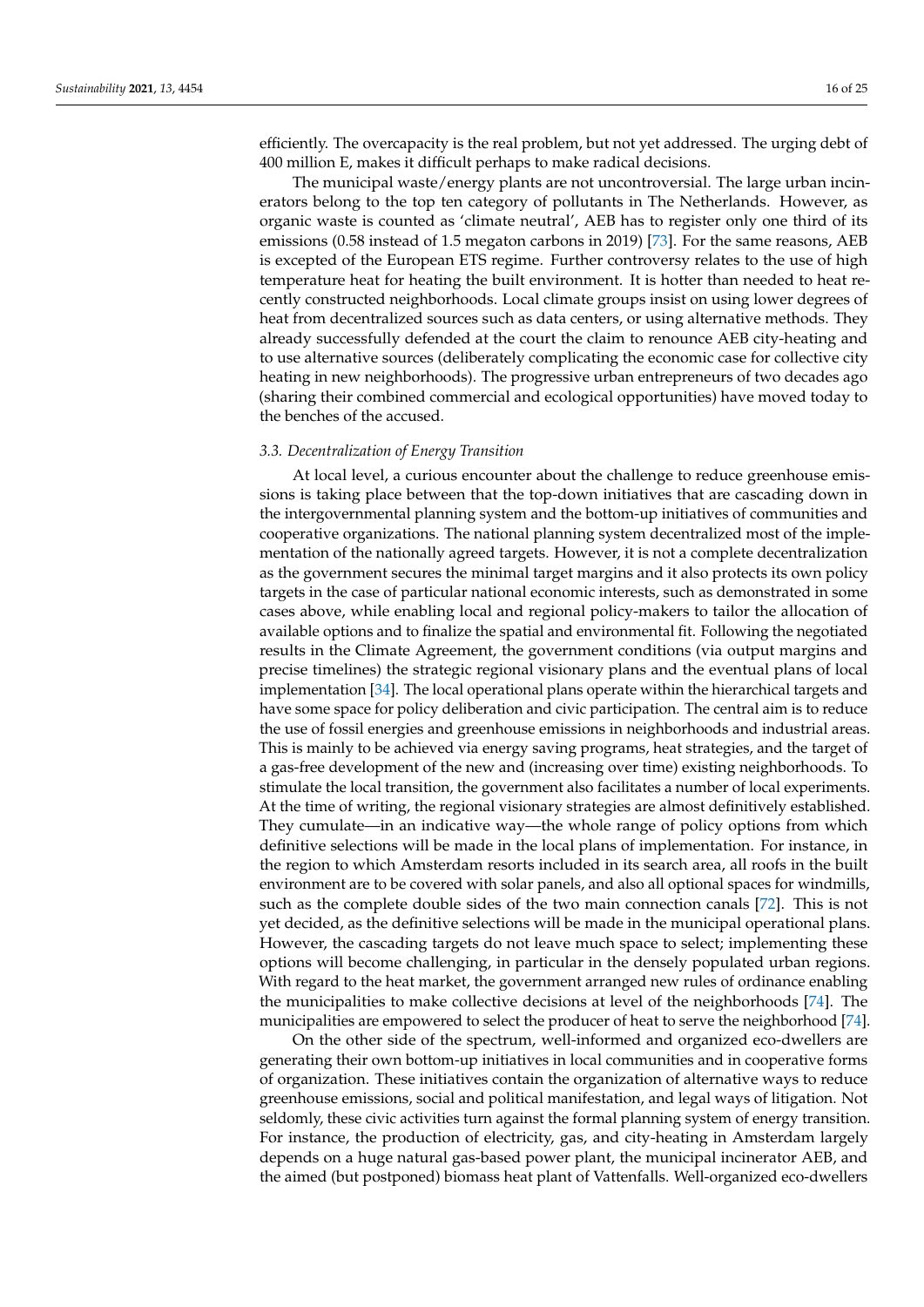efficiently. The overcapacity is the real problem, but not yet addressed. The urging debt of 400 million E, makes it difficult perhaps to make radical decisions.

The municipal waste/energy plants are not uncontroversial. The large urban incinerators belong to the top ten category of pollutants in The Netherlands. However, as organic waste is counted as 'climate neutral', AEB has to register only one third of its emissions (0.58 instead of 1.5 megaton carbons in 2019) [73]. For the same reasons, AEB is excepted of the European ETS regime. Further controversy relates to the use of high temperature heat for heating the built environment. It is hotter than needed to heat recently constructed neighborhoods. Local climate groups insist on using lower degrees of heat from decentralized sources such as data centers, or using alternative methods. They already successfully defended at the court the claim to renounce AEB city-heating and to use alternative sources (deliberately complicating the economic case for collective city heating in new neighborhoods). The progressive urban entrepreneurs of two decades ago (sharing their combined commercial and ecological opportunities) have moved today to the benches of the accused.

### *3.3. Decentralization of Energy Transition*

At local level, a curious encounter about the challenge to reduce greenhouse emissions is taking place between that the top-down initiatives that are cascading down in the intergovernmental planning system and the bottom-up initiatives of communities and cooperative organizations. The national planning system decentralized most of the implementation of the nationally agreed targets. However, it is not a complete decentralization as the government secures the minimal target margins and it also protects its own policy targets in the case of particular national economic interests, such as demonstrated in some cases above, while enabling local and regional policy-makers to tailor the allocation of available options and to finalize the spatial and environmental fit. Following the negotiated results in the Climate Agreement, the government conditions (via output margins and precise timelines) the strategic regional visionary plans and the eventual plans of local implementation [34]. The local operational plans operate within the hierarchical targets and have some space for policy deliberation and civic participation. The central aim is to reduce the use of fossil energies and greenhouse emissions in neighborhoods and industrial areas. This is mainly to be achieved via energy saving programs, heat strategies, and the target of a gas-free development of the new and (increasing over time) existing neighborhoods. To stimulate the local transition, the government also facilitates a number of local experiments. At the time of writing, the regional visionary strategies are almost definitively established. They cumulate—in an indicative way—the whole range of policy options from which definitive selections will be made in the local plans of implementation. For instance, in the region to which Amsterdam resorts included in its search area, all roofs in the built environment are to be covered with solar panels, and also all optional spaces for windmills, such as the complete double sides of the two main connection canals [72]. This is not yet decided, as the definitive selections will be made in the municipal operational plans. However, the cascading targets do not leave much space to select; implementing these options will become challenging, in particular in the densely populated urban regions. With regard to the heat market, the government arranged new rules of ordinance enabling the municipalities to make collective decisions at level of the neighborhoods [74]. The municipalities are empowered to select the producer of heat to serve the neighborhood [74].

On the other side of the spectrum, well-informed and organized eco-dwellers are generating their own bottom-up initiatives in local communities and in cooperative forms of organization. These initiatives contain the organization of alternative ways to reduce greenhouse emissions, social and political manifestation, and legal ways of litigation. Not seldomly, these civic activities turn against the formal planning system of energy transition. For instance, the production of electricity, gas, and city-heating in Amsterdam largely depends on a huge natural gas-based power plant, the municipal incinerator AEB, and the aimed (but postponed) biomass heat plant of Vattenfalls. Well-organized eco-dwellers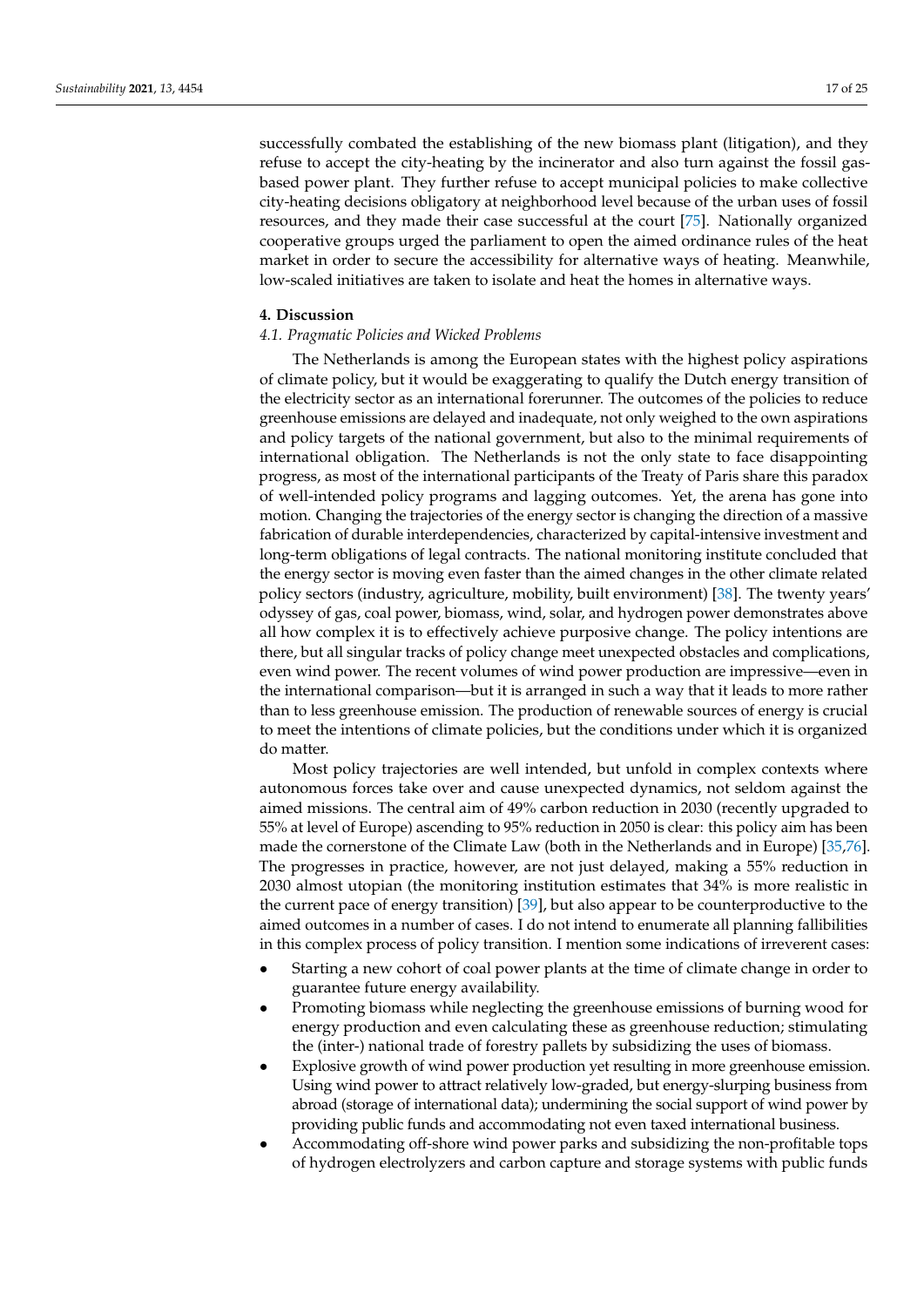successfully combated the establishing of the new biomass plant (litigation), and they refuse to accept the city-heating by the incinerator and also turn against the fossil gas-based power plant. They further refuse to accept municipal policies to make collective city-heating decisions obligatory at neighborhood level because of the urban uses of fossil resources, and they made their case successful at the court [75]. Nationally organized cooperative groups urged the parliament to open the aimed ordinance rules of the heat market in order to secure the accessibility for alternative ways of heating. Meanwhile, low-scaled initiatives are taken to isolate and heat the homes in alternative ways.

## 4. Discussion

### *4.1. Pragmatic Policies and Wicked Problems*

The Netherlands is among the European states with the highest policy aspirations of climate policy, but it would be exaggerating to qualify the Dutch energy transition of the electricity sector as an international forerunner. The outcomes of the policies to reduce greenhouse emissions are delayed and inadequate, not only weighed to the own aspirations and policy targets of the national government, but also to the minimal requirements of international obligation. The Netherlands is not the only state to face disappointing progress, as most of the international participants of the Treaty of Paris share this paradox of well-intended policy programs and lagging outcomes. Yet, the arena has gone into motion. Changing the trajectories of the energy sector is changing the direction of a massive fabrication of durable interdependencies, characterized by capital-intensive investment and long-term obligations of legal contracts. The national monitoring institute concluded that the energy sector is moving even faster than the aimed changes in the other climate related policy sectors (industry, agriculture, mobility, built environment) [38]. The twenty years' odyssey of gas, coal power, biomass, wind, solar, and hydrogen power demonstrates above all how complex it is to effectively achieve purposive change. The policy intentions are there, but all singular tracks of policy change meet unexpected obstacles and complications, even wind power. The recent volumes of wind power production are impressive—even in the international comparison—but it is arranged in such a way that it leads to more rather than to less greenhouse emission. The production of renewable sources of energy is crucial to meet the intentions of climate policies, but the conditions under which it is organized do matter.

Most policy trajectories are well intended, but unfold in complex contexts where autonomous forces take over and cause unexpected dynamics, not seldom against the aimed missions. The central aim of 49% carbon reduction in 2030 (recently upgraded to 55% at level of Europe) ascending to 95% reduction in 2050 is clear: this policy aim has been made the cornerstone of the Climate Law (both in the Netherlands and in Europe) [35,76]. The progresses in practice, however, are not just delayed, making a 55% reduction in 2030 almost utopian (the monitoring institution estimates that 34% is more realistic in the current pace of energy transition) [39], but also appear to be counterproductive to the aimed outcomes in a number of cases. I do not intend to enumerate all planning fallibilities in this complex process of policy transition. I mention some indications of irreverent cases:

- Starting a new cohort of coal power plants at the time of climate change in order to guarantee future energy availability.
- Promoting biomass while neglecting the greenhouse emissions of burning wood for energy production and even calculating these as greenhouse reduction; stimulating the (inter-) national trade of forestry pallets by subsidizing the uses of biomass.
- Explosive growth of wind power production yet resulting in more greenhouse emission. Using wind power to attract relatively low-graded, but energy-slurping business from abroad (storage of international data); undermining the social support of wind power by providing public funds and accommodating not even taxed international business.
- Accommodating off-shore wind power parks and subsidizing the non-profitable tops of hydrogen electrolyzers and carbon capture and storage systems with public funds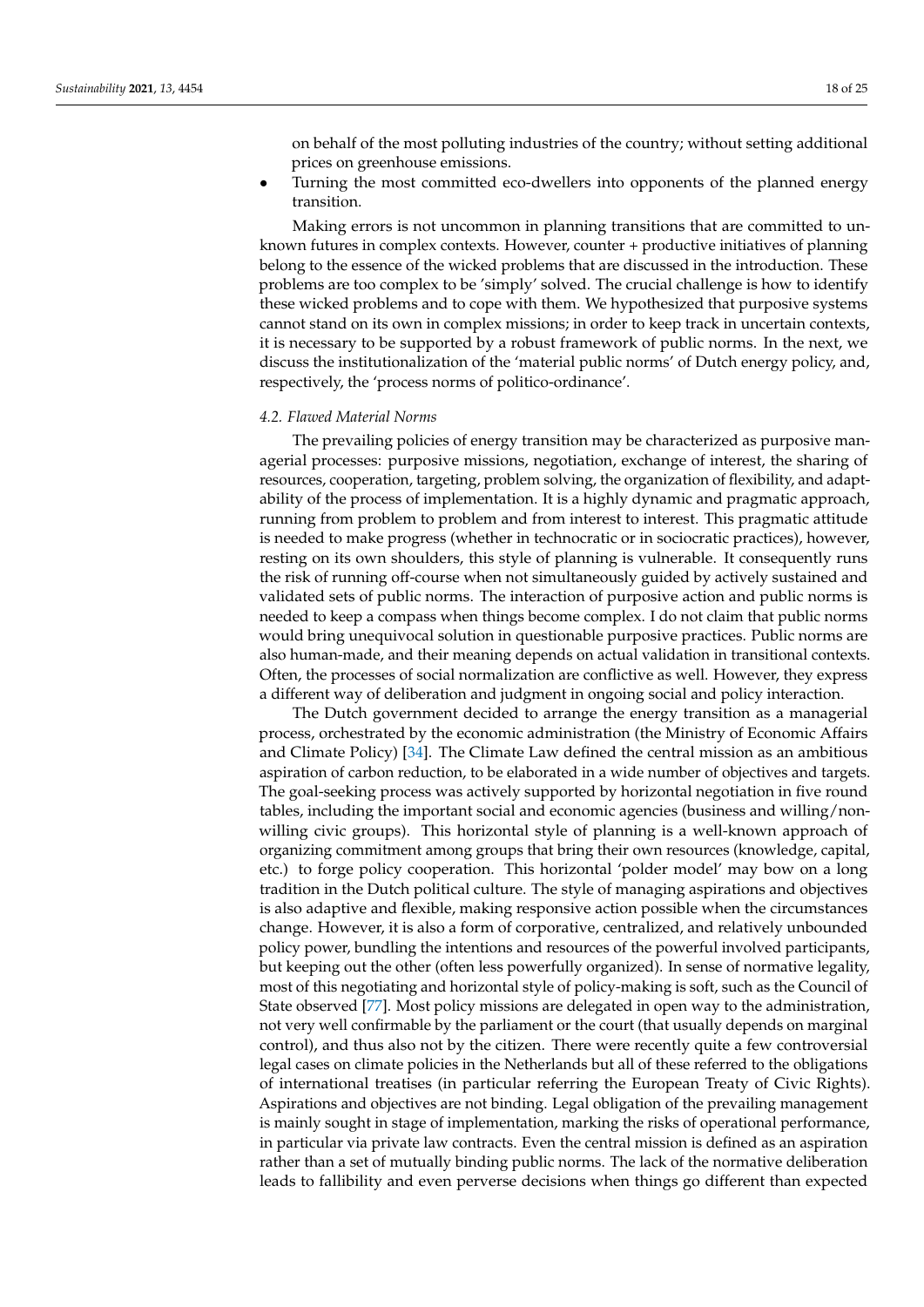on behalf of the most polluting industries of the country; without setting additional prices on greenhouse emissions.

- Turning the most committed eco-dwellers into opponents of the planned energy transition.

Making errors is not uncommon in planning transitions that are committed to unknown futures in complex contexts. However, counter + productive initiatives of planning belong to the essence of the wicked problems that are discussed in the introduction. These problems are too complex to be 'simply' solved. The crucial challenge is how to identify these wicked problems and to cope with them. We hypothesized that purposive systems cannot stand on its own in complex missions; in order to keep track in uncertain contexts, it is necessary to be supported by a robust framework of public norms. In the next, we discuss the institutionalization of the 'material public norms' of Dutch energy policy, and, respectively, the 'process norms of politico-ordinance'.

### *4.2. Flawed Material Norms*

The prevailing policies of energy transition may be characterized as purposive managerial processes: purposive missions, negotiation, exchange of interest, the sharing of resources, cooperation, targeting, problem solving, the organization of flexibility, and adaptability of the process of implementation. It is a highly dynamic and pragmatic approach, running from problem to problem and from interest to interest. This pragmatic attitude is needed to make progress (whether in technocratic or in sociocratic practices), however, resting on its own shoulders, this style of planning is vulnerable. It consequently runs the risk of running off-course when not simultaneously guided by actively sustained and validated sets of public norms. The interaction of purposive action and public norms is needed to keep a compass when things become complex. I do not claim that public norms would bring unequivocal solution in questionable purposive practices. Public norms are also human-made, and their meaning depends on actual validation in transitional contexts. Often, the processes of social normalization are conflictive as well. However, they express a different way of deliberation and judgment in ongoing social and policy interaction.

The Dutch government decided to arrange the energy transition as a managerial process, orchestrated by the economic administration (the Ministry of Economic Affairs and Climate Policy) [34]. The Climate Law defined the central mission as an ambitious aspiration of carbon reduction, to be elaborated in a wide number of objectives and targets. The goal-seeking process was actively supported by horizontal negotiation in five round tables, including the important social and economic agencies (business and willing/non-willing civic groups). This horizontal style of planning is a well-known approach of organizing commitment among groups that bring their own resources (knowledge, capital, etc.) to forge policy cooperation. This horizontal 'polder model' may bow on a long tradition in the Dutch political culture. The style of managing aspirations and objectives is also adaptive and flexible, making responsive action possible when the circumstances change. However, it is also a form of corporative, centralized, and relatively unbounded policy power, bundling the intentions and resources of the powerful involved participants, but keeping out the other (often less powerfully organized). In sense of normative legality, most of this negotiating and horizontal style of policy-making is soft, such as the Council of State observed [77]. Most policy missions are delegated in open way to the administration, not very well confirmable by the parliament or the court (that usually depends on marginal control), and thus also not by the citizen. There were recently quite a few controversial legal cases on climate policies in the Netherlands but all of these referred to the obligations of international treatises (in particular referring the European Treaty of Civic Rights). Aspirations and objectives are not binding. Legal obligation of the prevailing management is mainly sought in stage of implementation, marking the risks of operational performance, in particular via private law contracts. Even the central mission is defined as an aspiration rather than a set of mutually binding public norms. The lack of the normative deliberation leads to fallibility and even perverse decisions when things go different than expected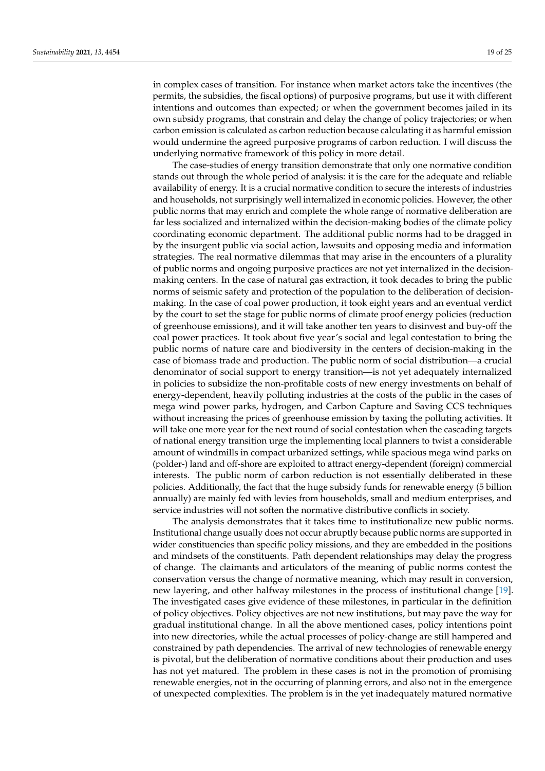in complex cases of transition. For instance when market actors take the incentives (the permits, the subsidies, the fiscal options) of purposive programs, but use it with different intentions and outcomes than expected; or when the government becomes jailed in its own subsidy programs, that constrain and delay the change of policy trajectories; or when carbon emission is calculated as carbon reduction because calculating it as harmful emission would undermine the agreed purposive programs of carbon reduction. I will discuss the underlying normative framework of this policy in more detail.

The case-studies of energy transition demonstrate that only one normative condition stands out through the whole period of analysis: it is the care for the adequate and reliable availability of energy. It is a crucial normative condition to secure the interests of industries and households, not surprisingly well internalized in economic policies. However, the other public norms that may enrich and complete the whole range of normative deliberation are far less socialized and internalized within the decision-making bodies of the climate policy coordinating economic department. The additional public norms had to be dragged in by the insurgent public via social action, lawsuits and opposing media and information strategies. The real normative dilemmas that may arise in the encounters of a plurality of public norms and ongoing purposive practices are not yet internalized in the decision-making centers. In the case of natural gas extraction, it took decades to bring the public norms of seismic safety and protection of the population to the deliberation of decision-making. In the case of coal power production, it took eight years and an eventual verdict by the court to set the stage for public norms of climate proof energy policies (reduction of greenhouse emissions), and it will take another ten years to disinvest and buy-off the coal power practices. It took about five year's social and legal contestation to bring the public norms of nature care and biodiversity in the centers of decision-making in the case of biomass trade and production. The public norm of social distribution—a crucial denominator of social support to energy transition—is not yet adequately internalized in policies to subsidize the non-profitable costs of new energy investments on behalf of energy-dependent, heavily polluting industries at the costs of the public in the cases of mega wind power parks, hydrogen, and Carbon Capture and Saving CCS techniques without increasing the prices of greenhouse emission by taxing the polluting activities. It will take one more year for the next round of social contestation when the cascading targets of national energy transition urge the implementing local planners to twist a considerable amount of windmills in compact urbanized settings, while spacious mega wind parks on (polder-) land and off-shore are exploited to attract energy-dependent (foreign) commercial interests. The public norm of carbon reduction is not essentially deliberated in these policies. Additionally, the fact that the huge subsidy funds for renewable energy (5 billion annually) are mainly fed with levies from households, small and medium enterprises, and service industries will not soften the normative distributive conflicts in society.

The analysis demonstrates that it takes time to institutionalize new public norms. Institutional change usually does not occur abruptly because public norms are supported in wider constituencies than specific policy missions, and they are embedded in the positions and mindsets of the constituents. Path dependent relationships may delay the progress of change. The claimants and articulators of the meaning of public norms contest the conservation versus the change of normative meaning, which may result in conversion, new layering, and other halfway milestones in the process of institutional change [19]. The investigated cases give evidence of these milestones, in particular in the definition of policy objectives. Policy objectives are not new institutions, but may pave the way for gradual institutional change. In all the above mentioned cases, policy intentions point into new directories, while the actual processes of policy-change are still hampered and constrained by path dependencies. The arrival of new technologies of renewable energy is pivotal, but the deliberation of normative conditions about their production and uses has not yet matured. The problem in these cases is not in the promotion of promising renewable energies, not in the occurring of planning errors, and also not in the emergence of unexpected complexities. The problem is in the yet inadequately matured normative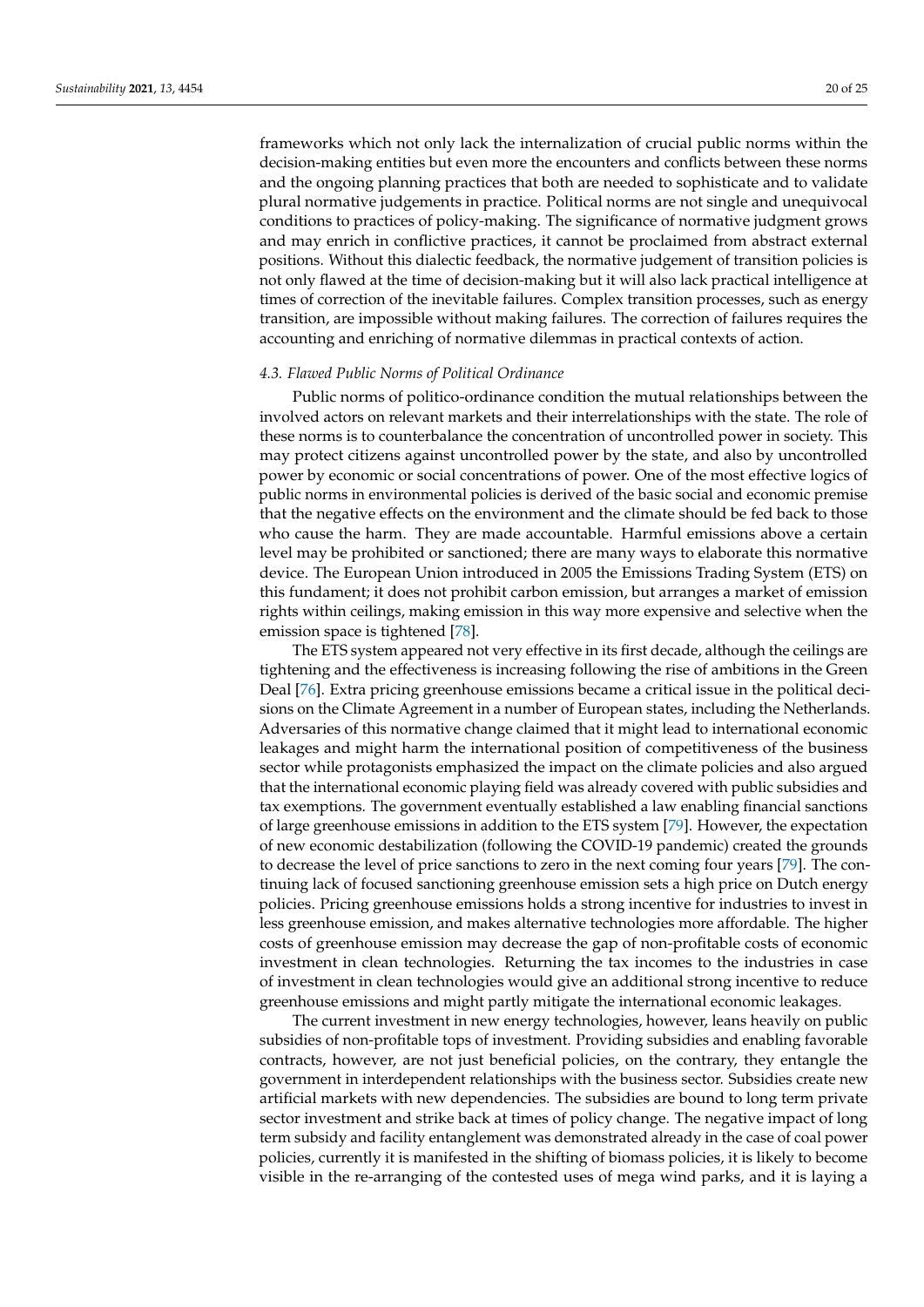frameworks which not only lack the internalization of crucial public norms within the decision-making entities but even more the encounters and conflicts between these norms and the ongoing planning practices that both are needed to sophisticate and to validate plural normative judgements in practice. Political norms are not single and unequivocal conditions to practices of policy-making. The significance of normative judgment grows and may enrich in conflictive practices, it cannot be proclaimed from abstract external positions. Without this dialectic feedback, the normative judgement of transition policies is not only flawed at the time of decision-making but it will also lack practical intelligence at times of correction of the inevitable failures. Complex transition processes, such as energy transition, are impossible without making failures. The correction of failures requires the accounting and enriching of normative dilemmas in practical contexts of action.

### *4.3. Flawed Public Norms of Political Ordinance*

Public norms of politico-ordinance condition the mutual relationships between the involved actors on relevant markets and their interrelationships with the state. The role of these norms is to counterbalance the concentration of uncontrolled power in society. This may protect citizens against uncontrolled power by the state, and also by uncontrolled power by economic or social concentrations of power. One of the most effective logics of public norms in environmental policies is derived of the basic social and economic premise that the negative effects on the environment and the climate should be fed back to those who cause the harm. They are made accountable. Harmful emissions above a certain level may be prohibited or sanctioned; there are many ways to elaborate this normative device. The European Union introduced in 2005 the Emissions Trading System (ETS) on this fundament; it does not prohibit carbon emission, but arranges a market of emission rights within ceilings, making emission in this way more expensive and selective when the emission space is tightened [78].

The ETS system appeared not very effective in its first decade, although the ceilings are tightening and the effectiveness is increasing following the rise of ambitions in the Green Deal [76]. Extra pricing greenhouse emissions became a critical issue in the political decisions on the Climate Agreement in a number of European states, including the Netherlands. Adversaries of this normative change claimed that it might lead to international economic leakages and might harm the international position of competitiveness of the business sector while protagonists emphasized the impact on the climate policies and also argued that the international economic playing field was already covered with public subsidies and tax exemptions. The government eventually established a law enabling financial sanctions of large greenhouse emissions in addition to the ETS system [79]. However, the expectation of new economic destabilization (following the COVID-19 pandemic) created the grounds to decrease the level of price sanctions to zero in the next coming four years [79]. The continuing lack of focused sanctioning greenhouse emission sets a high price on Dutch energy policies. Pricing greenhouse emissions holds a strong incentive for industries to invest in less greenhouse emission, and makes alternative technologies more affordable. The higher costs of greenhouse emission may decrease the gap of non-profitable costs of economic investment in clean technologies. Returning the tax incomes to the industries in case of investment in clean technologies would give an additional strong incentive to reduce greenhouse emissions and might partly mitigate the international economic leakages.

The current investment in new energy technologies, however, leans heavily on public subsidies of non-profitable tops of investment. Providing subsidies and enabling favorable contracts, however, are not just beneficial policies, on the contrary, they entangle the government in interdependent relationships with the business sector. Subsidies create new artificial markets with new dependencies. The subsidies are bound to long term private sector investment and strike back at times of policy change. The negative impact of long term subsidy and facility entanglement was demonstrated already in the case of coal power policies, currently it is manifested in the shifting of biomass policies, it is likely to become visible in the re-arranging of the contested uses of mega wind parks, and it is laying a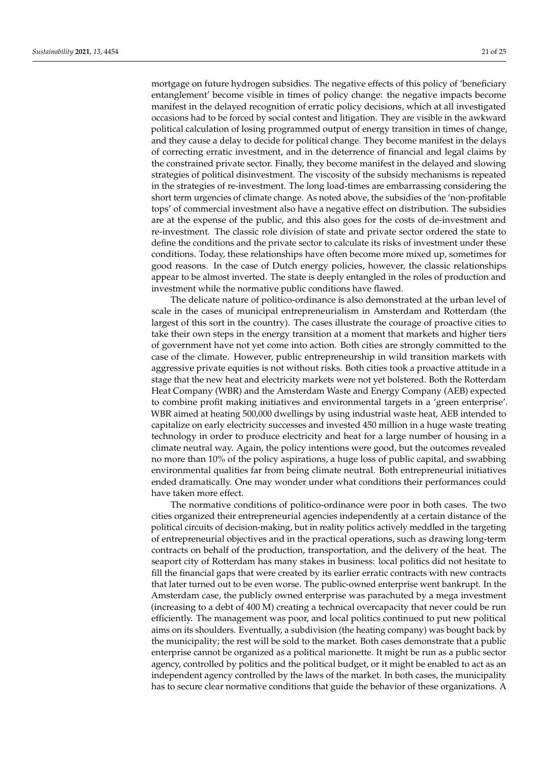mortgage on future hydrogen subsidies. The negative effects of this policy of 'beneficiary entanglement' become visible in times of policy change: the negative impacts become manifest in the delayed recognition of erratic policy decisions, which at all investigated occasions had to be forced by social contest and litigation. They are visible in the awkward political calculation of losing programmed output of energy transition in times of change, and they cause a delay to decide for political change. They become manifest in the delays of correcting erratic investment, and in the deterrence of financial and legal claims by the constrained private sector. Finally, they become manifest in the delayed and slowing strategies of political disinvestment. The viscosity of the subsidy mechanisms is repeated in the strategies of re-investment. The long load-times are embarrassing considering the short term urgencies of climate change. As noted above, the subsidies of the 'non-profitable tops' of commercial investment also have a negative effect on distribution. The subsidies are at the expense of the public, and this also goes for the costs of de-investment and re-investment. The classic role division of state and private sector ordered the state to define the conditions and the private sector to calculate its risks of investment under these conditions. Today, these relationships have often become more mixed up, sometimes for good reasons. In the case of Dutch energy policies, however, the classic relationships appear to be almost inverted. The state is deeply entangled in the roles of production and investment while the normative public conditions have flawed.

The delicate nature of politico-ordinance is also demonstrated at the urban level of scale in the cases of municipal entrepreneurialism in Amsterdam and Rotterdam (the largest of this sort in the country). The cases illustrate the courage of proactive cities to take their own steps in the energy transition at a moment that markets and higher tiers of government have not yet come into action. Both cities are strongly committed to the case of the climate. However, public entrepreneurship in wild transition markets with aggressive private equities is not without risks. Both cities took a proactive attitude in a stage that the new heat and electricity markets were not yet bolstered. Both the Rotterdam Heat Company (WBR) and the Amsterdam Waste and Energy Company (AEB) expected to combine profit making initiatives and environmental targets in a 'green enterprise'. WBR aimed at heating 500,000 dwellings by using industrial waste heat, AEB intended to capitalize on early electricity successes and invested 450 million in a huge waste treating technology in order to produce electricity and heat for a large number of housing in a climate neutral way. Again, the policy intentions were good, but the outcomes revealed no more than 10% of the policy aspirations, a huge loss of public capital, and swabbing environmental qualities far from being climate neutral. Both entrepreneurial initiatives ended dramatically. One may wonder under what conditions their performances could have taken more effect.

The normative conditions of politico-ordinance were poor in both cases. The two cities organized their entrepreneurial agencies independently at a certain distance of the political circuits of decision-making, but in reality politics actively meddled in the targeting of entrepreneurial objectives and in the practical operations, such as drawing long-term contracts on behalf of the production, transportation, and the delivery of the heat. The seaport city of Rotterdam has many stakes in business: local politics did not hesitate to fill the financial gaps that were created by its earlier erratic contracts with new contracts that later turned out to be even worse. The public-owned enterprise went bankrupt. In the Amsterdam case, the publicly owned enterprise was parachuted by a mega investment (increasing to a debt of 400 M) creating a technical overcapacity that never could be run efficiently. The management was poor, and local politics continued to put new political aims on its shoulders. Eventually, a subdivision (the heating company) was bought back by the municipality; the rest will be sold to the market. Both cases demonstrate that a public enterprise cannot be organized as a political marionette. It might be run as a public sector agency, controlled by politics and the political budget, or it might be enabled to act as an independent agency controlled by the laws of the market. In both cases, the municipality has to secure clear normative conditions that guide the behavior of these organizations. A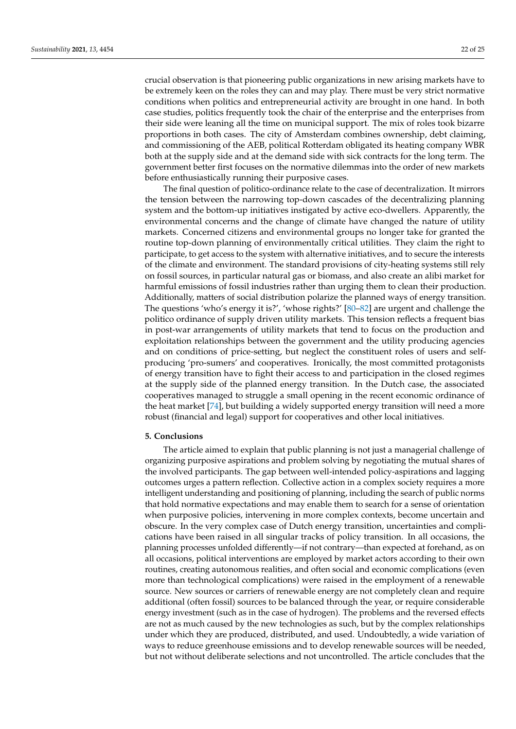crucial observation is that pioneering public organizations in new arising markets have to be extremely keen on the roles they can and may play. There must be very strict normative conditions when politics and entrepreneurial activity are brought in one hand. In both case studies, politics frequently took the chair of the enterprise and the enterprises from their side were leaning all the time on municipal support. The mix of roles took bizarre proportions in both cases. The city of Amsterdam combines ownership, debt claiming, and commissioning of the AEB, political Rotterdam obligated its heating company WBR both at the supply side and at the demand side with sick contracts for the long term. The government better first focuses on the normative dilemmas into the order of new markets before enthusiastically running their purposive cases.

The final question of politico-ordinance relate to the case of decentralization. It mirrors the tension between the narrowing top-down cascades of the decentralizing planning system and the bottom-up initiatives instigated by active eco-dwellers. Apparently, the environmental concerns and the change of climate have changed the nature of utility markets. Concerned citizens and environmental groups no longer take for granted the routine top-down planning of environmentally critical utilities. They claim the right to participate, to get access to the system with alternative initiatives, and to secure the interests of the climate and environment. The standard provisions of city-heating systems still rely on fossil sources, in particular natural gas or biomass, and also create an alibi market for harmful emissions of fossil industries rather than urging them to clean their production. Additionally, matters of social distribution polarize the planned ways of energy transition. The questions 'who's energy it is?', 'whose rights?' [80–82] are urgent and challenge the politico ordinance of supply driven utility markets. This tension reflects a frequent bias in post-war arrangements of utility markets that tend to focus on the production and exploitation relationships between the government and the utility producing agencies and on conditions of price-setting, but neglect the constituent roles of users and self-producing 'pro-sumers' and cooperatives. Ironically, the most committed protagonists of energy transition have to fight their access to and participation in the closed regimes at the supply side of the planned energy transition. In the Dutch case, the associated cooperatives managed to struggle a small opening in the recent economic ordinance of the heat market [74], but building a widely supported energy transition will need a more robust (financial and legal) support for cooperatives and other local initiatives.

## 5. Conclusions

The article aimed to explain that public planning is not just a managerial challenge of organizing purposive aspirations and problem solving by negotiating the mutual shares of the involved participants. The gap between well-intended policy-aspirations and lagging outcomes urges a pattern reflection. Collective action in a complex society requires a more intelligent understanding and positioning of planning, including the search of public norms that hold normative expectations and may enable them to search for a sense of orientation when purposive policies, intervening in more complex contexts, become uncertain and obscure. In the very complex case of Dutch energy transition, uncertainties and complications have been raised in all singular tracks of policy transition. In all occasions, the planning processes unfolded differently—if not contrary—than expected at forehand, as on all occasions, political interventions are employed by market actors according to their own routines, creating autonomous realities, and often social and economic complications (even more than technological complications) were raised in the employment of a renewable source. New sources or carriers of renewable energy are not completely clean and require additional (often fossil) sources to be balanced through the year, or require considerable energy investment (such as in the case of hydrogen). The problems and the reversed effects are not as much caused by the new technologies as such, but by the complex relationships under which they are produced, distributed, and used. Undoubtedly, a wide variation of ways to reduce greenhouse emissions and to develop renewable sources will be needed, but not without deliberate selections and not uncontrolled. The article concludes that the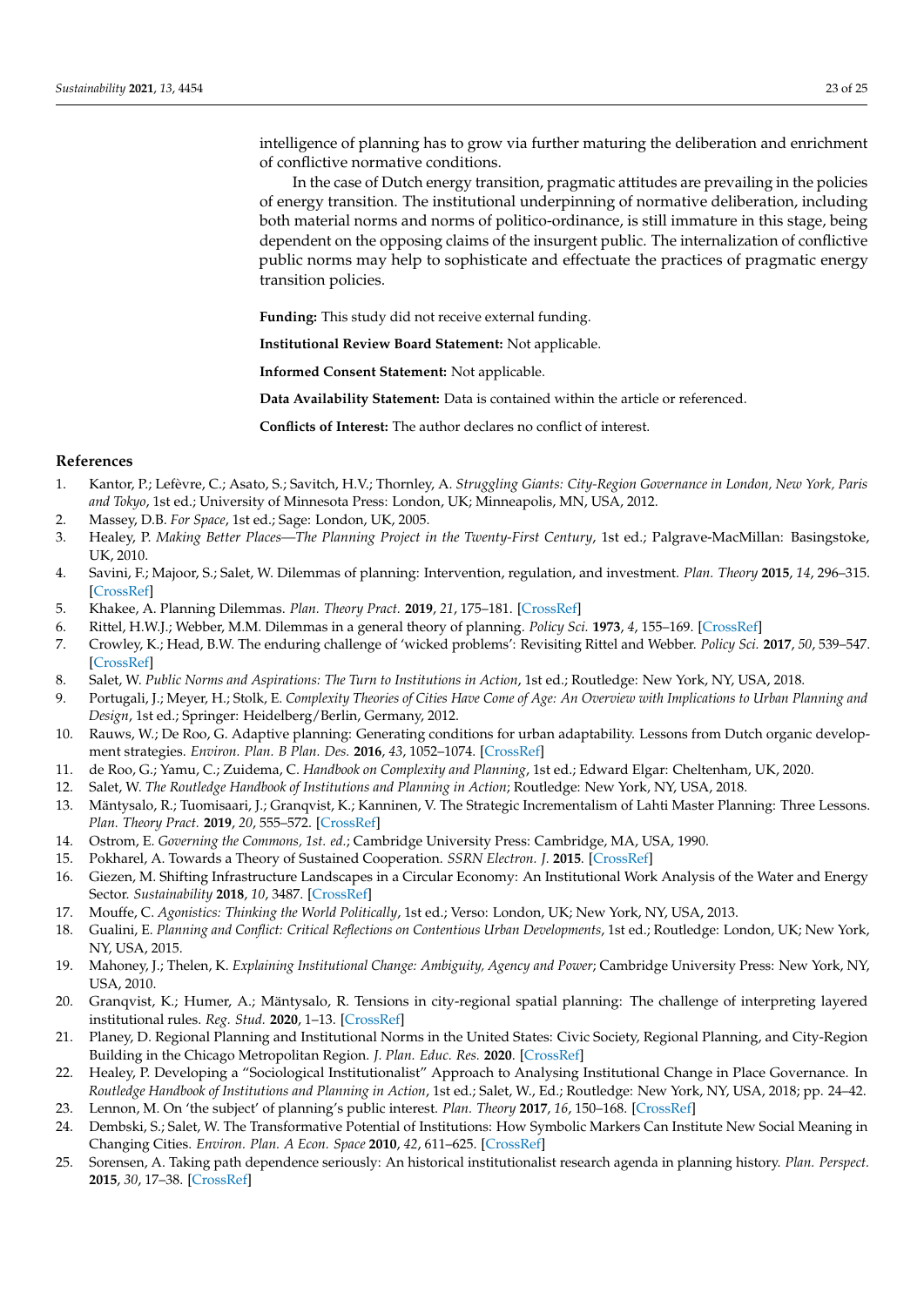intelligence of planning has to grow via further maturing the deliberation and enrichment of conflictive normative conditions.

In the case of Dutch energy transition, pragmatic attitudes are prevailing in the policies of energy transition. The institutional underpinning of normative deliberation, including both material norms and norms of politico-ordinance, is still immature in this stage, being dependent on the opposing claims of the insurgent public. The internalization of conflictive public norms may help to sophisticate and effectuate the practices of pragmatic energy transition policies.

**Funding:** This study did not receive external funding.

**Institutional Review Board Statement:** Not applicable.

**Informed Consent Statement:** Not applicable.

**Data Availability Statement:** Data is contained within the article or referenced.

**Conflicts of Interest:** The author declares no conflict of interest.

## References

1. Kantor, P.; Lefèvre, C.; Asato, S.; Savitch, H.V.; Thornley, A. *Struggling Giants: City-Region Governance in London, New York, Paris and Tokyo*, 1st ed.; University of Minnesota Press: London, UK; Minneapolis, MN, USA, 2012.
2. Massey, D.B. *For Space*, 1st ed.; Sage: London, UK, 2005.
3. Healey, P. *Making Better Places—The Planning Project in the Twenty-First Century*, 1st ed.; Palgrave-MacMillan: Basingstoke, UK, 2010.
4. Savini, F.; Majoor, S.; Salet, W. Dilemmas of planning: Intervention, regulation, and investment. *Plan. Theory* **2015**, *14*, 296–315. [CrossRef]
5. Khakee, A. Planning Dilemmas. *Plan. Theory Pract.* **2019**, *21*, 175–181. [CrossRef]
6. Rittel, H.W.J.; Webber, M.M. Dilemmas in a general theory of planning. *Policy Sci.* **1973**, *4*, 155–169. [CrossRef]
7. Crowley, K.; Head, B.W. The enduring challenge of 'wicked problems': Revisiting Rittel and Webber. *Policy Sci.* **2017**, *50*, 539–547. [CrossRef]
8. Salet, W. *Public Norms and Aspirations: The Turn to Institutions in Action*, 1st ed.; Routledge: New York, NY, USA, 2018.
9. Portugali, J.; Meyer, H.; Stolk, E. *Complexity Theories of Cities Have Come of Age: An Overview with Implications to Urban Planning and Design*, 1st ed.; Springer: Heidelberg/Berlin, Germany, 2012.
10. Rauws, W.; De Roo, G. Adaptive planning: Generating conditions for urban adaptability. Lessons from Dutch organic development strategies. *Environ. Plan. B Plan. Des.* **2016**, *43*, 1052–1074. [CrossRef]
11. de Roo, G.; Yamu, C.; Zuidema, C. *Handbook on Complexity and Planning*, 1st ed.; Edward Elgar: Cheltenham, UK, 2020.
12. Salet, W. *The Routledge Handbook of Institutions and Planning in Action*; Routledge: New York, NY, USA, 2018.
13. Mäntysalo, R.; Tuomisaari, J.; Granqvist, K.; Kanninen, V. The Strategic Incrementalism of Lahti Master Planning: Three Lessons. *Plan. Theory Pract.* **2019**, *20*, 555–572. [CrossRef]
14. Ostrom, E. *Governing the Commons, 1st. ed.*; Cambridge University Press: Cambridge, MA, USA, 1990.
15. Pokharel, A. Towards a Theory of Sustained Cooperation. *SSRN Electron. J.* **2015**. [CrossRef]
16. Giezen, M. Shifting Infrastructure Landscapes in a Circular Economy: An Institutional Work Analysis of the Water and Energy Sector. *Sustainability* **2018**, *10*, 3487. [CrossRef]
17. Mouffe, C. *Agonistics: Thinking the World Politically*, 1st ed.; Verso: London, UK; New York, NY, USA, 2013.
18. Gualini, E. *Planning and Conflict: Critical Reflections on Contentious Urban Developments*, 1st ed.; Routledge: London, UK; New York, NY, USA, 2015.
19. Mahoney, J.; Thelen, K. *Explaining Institutional Change: Ambiguity, Agency and Power*; Cambridge University Press: New York, NY, USA, 2010.
20. Granqvist, K.; Humer, A.; Mäntysalo, R. Tensions in city-regional spatial planning: The challenge of interpreting layered institutional rules. *Reg. Stud.* **2020**, 1–13. [CrossRef]
21. Planey, D. Regional Planning and Institutional Norms in the United States: Civic Society, Regional Planning, and City-Region Building in the Chicago Metropolitan Region. *J. Plan. Educ. Res.* **2020**. [CrossRef]
22. Healey, P. Developing a "Sociological Institutionalist" Approach to Analysing Institutional Change in Place Governance. In *Routledge Handbook of Institutions and Planning in Action*, 1st ed.; Salet, W., Ed.; Routledge: New York, NY, USA, 2018; pp. 24–42.
23. Lennon, M. On 'the subject' of planning's public interest. *Plan. Theory* **2017**, *16*, 150–168. [CrossRef]
24. Dembski, S.; Salet, W. The Transformative Potential of Institutions: How Symbolic Markers Can Institute New Social Meaning in Changing Cities. *Environ. Plan. A Econ. Space* **2010**, *42*, 611–625. [CrossRef]
25. Sorensen, A. Taking path dependence seriously: An historical institutionalist research agenda in planning history. *Plan. Perspect.* **2015**, *30*, 17–38. [CrossRef]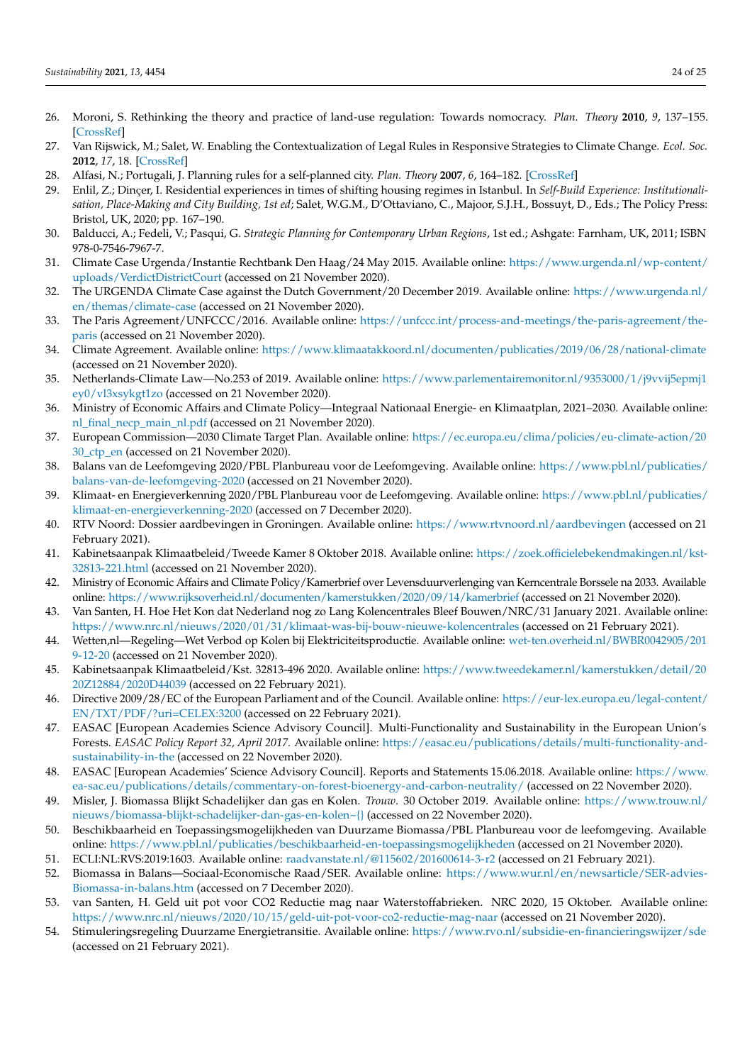26. Moroni, S. Rethinking the theory and practice of land-use regulation: Towards nomocracy. *Plan. Theory* **2010**, *9*, 137–155. [CrossRef]
27. Van Rijswick, M.; Salet, W. Enabling the Contextualization of Legal Rules in Responsive Strategies to Climate Change. *Ecol. Soc.* **2012**, *17*, 18. [CrossRef]
28. Alfasi, N.; Portugali, J. Planning rules for a self-planned city. *Plan. Theory* **2007**, *6*, 164–182. [CrossRef]
29. Enlil, Z.; Dinçer, I. Residential experiences in times of shifting housing regimes in Istanbul. In *Self-Build Experience: Institutionalisation, Place-Making and City Building, 1st ed*; Salet, W.G.M., D'Ottaviano, C., Majoor, S.J.H., Bossuyt, D., Eds.; The Policy Press: Bristol, UK, 2020; pp. 167–190.
30. Balducci, A.; Fedeli, V.; Pasqui, G. *Strategic Planning for Contemporary Urban Regions*, 1st ed.; Ashgate: Farnham, UK, 2011; ISBN 978-0-7546-7967-7.
31. Climate Case Urgenda/Instantie Rechtbank Den Haag/24 May 2015. Available online: https://www.urgenda.nl/wp-content/uploads/VerdictDistrictCourt (accessed on 21 November 2020).
32. The URGENDA Climate Case against the Dutch Government/20 December 2019. Available online: https://www.urgenda.nl/en/themas/climate-case (accessed on 21 November 2020).
33. The Paris Agreement/UNFCCC/2016. Available online: https://unfccc.int/process-and-meetings/the-paris-agreement/the-paris (accessed on 21 November 2020).
34. Climate Agreement. Available online: https://www.klimaatakkoord.nl/documenten/publicaties/2019/06/28/national-climate (accessed on 21 November 2020).
35. Netherlands-Climate Law—No.253 of 2019. Available online: https://www.parlementairemonitor.nl/9353000/1/j9vvij5epmj1ey0/vl3xsykgt1zo (accessed on 21 November 2020).
36. Ministry of Economic Affairs and Climate Policy—Integraal Nationaal Energie- en Klimaatplan, 2021–2030. Available online: nl_final_necp_main_nl.pdf (accessed on 21 November 2020).
37. European Commission—2030 Climate Target Plan. Available online: https://ec.europa.eu/clima/policies/eu-climate-action/2030_ctp_en (accessed on 21 November 2020).
38. Balans van de Leefomgeving 2020/PBL Planbureau voor de Leefomgeving. Available online: https://www.pbl.nl/publicaties/balans-van-de-leefomgeving-2020 (accessed on 21 November 2020).
39. Klimaat- en Energieverkenning 2020/PBL Planbureau voor de Leefomgeving. Available online: https://www.pbl.nl/publicaties/klimaat-en-energieverkenning-2020 (accessed on 7 December 2020).
40. RTV Noord: Dossier aardbevingen in Groningen. Available online: https://www.rtvnoord.nl/aardbevingen (accessed on 21 February 2021).
41. Kabinetsaanpak Klimaatbeleid/Tweede Kamer 8 Oktober 2018. Available online: https://zoek.officielebekendmakingen.nl/kst-32813-221.html (accessed on 21 November 2020).
42. Ministry of Economic Affairs and Climate Policy/Kamerbrief over Levensduurverlenging van Kerncentrale Borssele na 2033. Available online: https://www.rijksoverheid.nl/documenten/kamerstukken/2020/09/14/kamerbrief (accessed on 21 November 2020).
43. Van Santen, H. Hoe Het Kon dat Nederland nog zo Lang Kolencentrales Bleef Bouwen/NRC/31 January 2021. Available online: https://www.nrc.nl/nieuws/2020/01/31/klimaat-was-bij-bouw-nieuwe-kolencentrales (accessed on 21 February 2021).
44. Wetten,nl—Regeling—Wet Verbod op Kolen bij Elektriciteitsproductie. Available online: wet-ten.overheid.nl/BWBR0042905/2019-12-20 (accessed on 21 November 2020).
45. Kabinetsaanpak Klimaatbeleid/Kst. 32813-496 2020. Available online: https://www.tweedekamer.nl/kamerstukken/detail/2020Z12884/2020D44039 (accessed on 22 February 2021).
46. Directive 2009/28/EC of the European Parliament and of the Council. Available online: https://eur-lex.europa.eu/legal-content/EN/TXT/PDF/?uri=CELEX:3200 (accessed on 22 February 2021).
47. EASAC [European Academies Science Advisory Council]. Multi-Functionality and Sustainability in the European Union's Forests. *EASAC Policy Report 32, April 2017*. Available online: https://easac.eu/publications/details/multi-functionality-and-sustainability-in-the (accessed on 22 November 2020).
48. EASAC [European Academies' Science Advisory Council]. Reports and Statements 15.06.2018. Available online: https://www.ea-sac.eu/publications/details/commentary-on-forest-bioenergy-and-carbon-neutrality/ (accessed on 22 November 2020).
49. Misler, J. Biomassa Blijkt Schadelijker dan gas en Kolen. *Trouw*. 30 October 2019. Available online: https://www.trouw.nl/nieuws/biomassa-blijkt-schadelijker-dan-gas-en-kolen~{} (accessed on 22 November 2020).
50. Beschikbaarheid en Toepassingsmogelijkheden van Duurzame Biomassa/PBL Planbureau voor de leefomgeving. Available online: https://www.pbl.nl/publicaties/beschikbaarheid-en-toepassingsmogelijkheden (accessed on 21 November 2020).
51. ECLI:NL:RVS:2019:1603. Available online: raadvanstate.nl/@115602/201600614-3-r2 (accessed on 21 February 2021).
52. Biomassa in Balans—Sociaal-Economische Raad/SER. Available online: https://www.wur.nl/en/newsarticle/SER-advies-Biomassa-in-balans.htm (accessed on 7 December 2020).
53. van Santen, H. Geld uit pot voor CO2 Reductie mag naar Waterstoffabrieken. NRC 2020, 15 Oktober. Available online: https://www.nrc.nl/nieuws/2020/10/15/geld-uit-pot-voor-co2-reductie-mag-naar (accessed on 21 November 2020).
54. Stimuleringsregeling Duurzame Energietransitie. Available online: https://www.rvo.nl/subsidie-en-financieringswijzer/sde (accessed on 21 February 2021).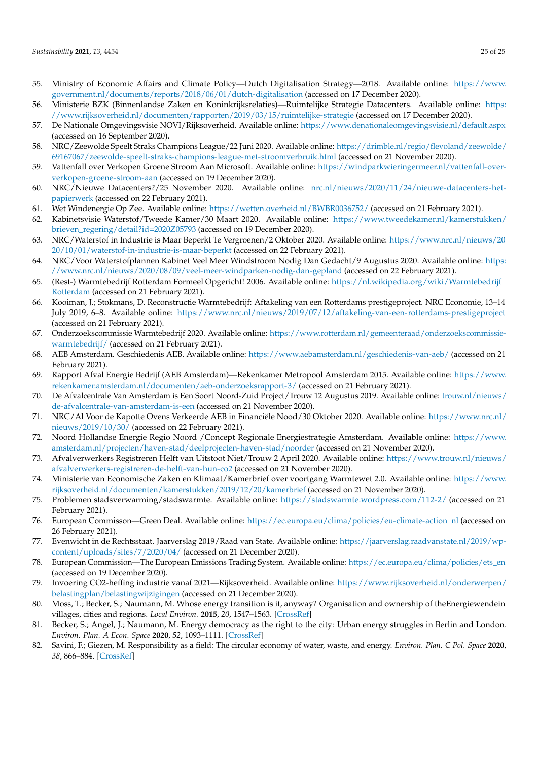55. Ministry of Economic Affairs and Climate Policy—Dutch Digitalisation Strategy—2018. Available online: https://www.government.nl/documents/reports/2018/06/01/dutch-digitalisation (accessed on 17 December 2020).
56. Ministerie BZK (Binnenlandse Zaken en Koninkrijksrelaties)—Ruimtelijke Strategie Datacenters. Available online: https://www.rijksoverheid.nl/documenten/rapporten/2019/03/15/ruimtelijke-strategie (accessed on 17 December 2020).
57. De Nationale Omgevingsvisie NOVI/Rijksoverheid. Available online: https://www.denationaleomgevingsvisie.nl/default.aspx (accessed on 16 September 2020).
58. NRC/Zeewolde Speelt Straks Champions League/22 Juni 2020. Available online: https://drimble.nl/regio/flevoland/zeewolde/69167067/zeewolde-speelt-straks-champions-league-met-stroomverbruik.html (accessed on 21 November 2020).
59. Vattenfall over Verkopen Groene Stroom Aan Microsoft. Available online: https://windparkwieringermeer.nl/vattenfall-over-verkopen-groene-stroom-aan (accessed on 19 December 2020).
60. NRC/Nieuwe Datacenters?/25 November 2020. Available online: nrc.nl/nieuws/2020/11/24/nieuwe-datacenters-het-papierwerk (accessed on 22 February 2021).
61. Wet Windenergie Op Zee. Available online: https://wetten.overheid.nl/BWBR0036752/ (accessed on 21 February 2021).
62. Kabinetsvisie Waterstof/Tweede Kamer/30 Maart 2020. Available online: https://www.tweedekamer.nl/kamerstukken/brieven_regering/detail?id=2020Z05793 (accessed on 19 December 2020).
63. NRC/Waterstof in Industrie is Maar Beperkt Te Vergroenen/2 Oktober 2020. Available online: https://www.nrc.nl/nieuws/2020/10/01/waterstof-in-industrie-is-maar-beperkt (accessed on 22 February 2021).
64. NRC/Voor Waterstofplannen Kabinet Veel Meer Windstroom Nodig Dan Gedacht/9 Augustus 2020. Available online: https://www.nrc.nl/nieuws/2020/08/09/veel-meer-windparken-nodig-dan-gepland (accessed on 22 February 2021).
65. (Rest-) Warmtebedrijf Rotterdam Formeel Opgericht! 2006. Available online: https://nl.wikipedia.org/wiki/Warmtebedrijf_Rotterdam (accessed on 21 February 2021).
66. Kooiman, J.; Stokmans, D. Reconstructie Warmtebedrijf: Aftakeling van een Rotterdams prestigeproject. NRC Economie, 13–14 July 2019, 6–8. Available online: https://www.nrc.nl/nieuws/2019/07/12/aftakeling-van-een-rotterdams-prestigeproject (accessed on 21 February 2021).
67. Onderzoekscommissie Warmtebedrijf 2020. Available online: https://www.rotterdam.nl/gemeenteraad/onderzoekscommissie-warmtebedrijf/ (accessed on 21 February 2021).
68. AEB Amsterdam. Geschiedenis AEB. Available online: https://www.aebamsterdam.nl/geschiedenis-van-aeb/ (accessed on 21 February 2021).
69. Rapport Afval Energie Bedrijf (AEB Amsterdam)—Rekenkamer Metropool Amsterdam 2015. Available online: https://www.rekenkamer.amsterdam.nl/documenten/aeb-onderzoeksrapport-3/ (accessed on 21 February 2021).
70. De Afvalcentrale Van Amsterdam is Een Soort Noord-Zuid Project/Trouw 12 Augustus 2019. Available online: trouw.nl/nieuws/de-afvalcentrale-van-amsterdam-is-een (accessed on 21 November 2020).
71. NRC/Al Voor de Kapotte Ovens Verkeerde AEB in Financiële Nood/30 Oktober 2020. Available online: https://www.nrc.nl/nieuws/2019/10/30/ (accessed on 22 February 2021).
72. Noord Hollandse Energie Regio Noord /Concept Regionale Energiestrategie Amsterdam. Available online: https://www.amsterdam.nl/projecten/haven-stad/deelprojecten-haven-stad/noorder (accessed on 21 November 2020).
73. Afvalverwerkers Registreren Helft van Uitstoot Niet/Trouw 2 April 2020. Available online: https://www.trouw.nl/nieuws/afvalverwerkers-registreren-de-helft-van-hun-co2 (accessed on 21 November 2020).
74. Ministerie van Economische Zaken en Klimaat/Kamerbrief over voortgang Warmtewet 2.0. Available online: https://www.rijksoverheid.nl/documenten/kamerstukken/2019/12/20/kamerbrief (accessed on 21 November 2020).
75. Problemen stadsverwarming/stadswarmte. Available online: https://stadswarmte.wordpress.com/112-2/ (accessed on 21 February 2021).
76. European Commisson—Green Deal. Available online: https://ec.europa.eu/clima/policies/eu-climate-action_nl (accessed on 26 February 2021).
77. Evenwicht in de Rechtsstaat. Jaarverslag 2019/Raad van State. Available online: https://jaarverslag.raadvanstate.nl/2019/wp-content/uploads/sites/7/2020/04/ (accessed on 21 December 2020).
78. European Commission—The European Emissions Trading System. Available online: https://ec.europa.eu/clima/policies/ets_en (accessed on 19 December 2020).
79. Invoering CO2-heffing industrie vanaf 2021—Rijksoverheid. Available online: https://www.rijksoverheid.nl/onderwerpen/belastingplan/belastingwijzigingen (accessed on 21 December 2020).
80. Moss, T.; Becker, S.; Naumann, M. Whose energy transition is it, anyway? Organisation and ownership of theEnergiewendein villages, cities and regions. *Local Environ.* **2015**, *20*, 1547–1563. [CrossRef]
81. Becker, S.; Angel, J.; Naumann, M. Energy democracy as the right to the city: Urban energy struggles in Berlin and London. *Environ. Plan. A Econ. Space* **2020**, *52*, 1093–1111. [CrossRef]
82. Savini, F.; Giezen, M. Responsibility as a field: The circular economy of water, waste, and energy. *Environ. Plan. C Pol. Space* **2020**, *38*, 866–884. [CrossRef]